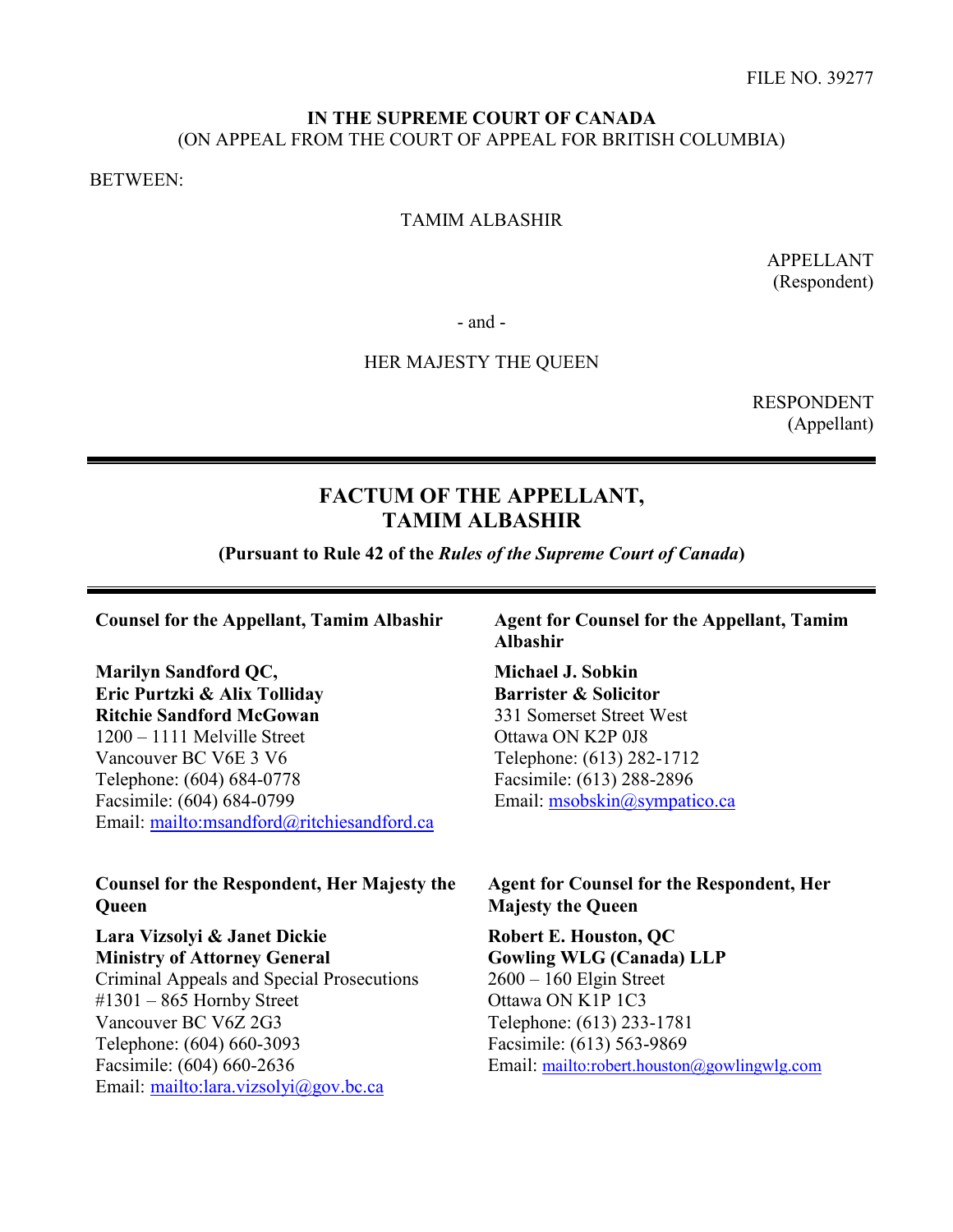FILE NO. 39277

**IN THE SUPREME COURT OF CANADA**
(ON APPEAL FROM THE COURT OF APPEAL FOR BRITISH COLUMBIA)

BETWEEN:

TAMIM ALBASHIR

APPELLANT
(Respondent)

- and -

HER MAJESTY THE QUEEN

RESPONDENT
(Appellant)

---

# FACTUM OF THE APPELLANT, TAMIM ALBASHIR

**(Pursuant to Rule 42 of the *Rules of the Supreme Court of Canada*)**

---

**Counsel for the Appellant, Tamim Albashir**

**Marilyn Sandford QC,**
**Eric Purtzki & Alix Tolliday**
**Ritchie Sandford McGowan**
1200 – 1111 Melville Street
Vancouver BC V6E 3 V6
Telephone: (604) 684-0778
Facsimile: (604) 684-0799
Email: mailto:msandford@ritchiesandford.ca

**Agent for Counsel for the Appellant, Tamim Albashir**

**Michael J. Sobkin**
**Barrister & Solicitor**
331 Somerset Street West
Ottawa ON K2P 0J8
Telephone: (613) 282-1712
Facsimile: (613) 288-2896
Email: msobskin@sympatico.ca

**Counsel for the Respondent, Her Majesty the Queen**

**Lara Vizsolyi & Janet Dickie**
**Ministry of Attorney General**
Criminal Appeals and Special Prosecutions
#1301 – 865 Hornby Street
Vancouver BC V6Z 2G3
Telephone: (604) 660-3093
Facsimile: (604) 660-2636
Email: mailto:lara.vizsolyi@gov.bc.ca

**Agent for Counsel for the Respondent, Her Majesty the Queen**

**Robert E. Houston, QC**
**Gowling WLG (Canada) LLP**
2600 – 160 Elgin Street
Ottawa ON K1P 1C3
Telephone: (613) 233-1781
Facsimile: (613) 563-9869
Email: mailto:robert.houston@gowlingwlg.com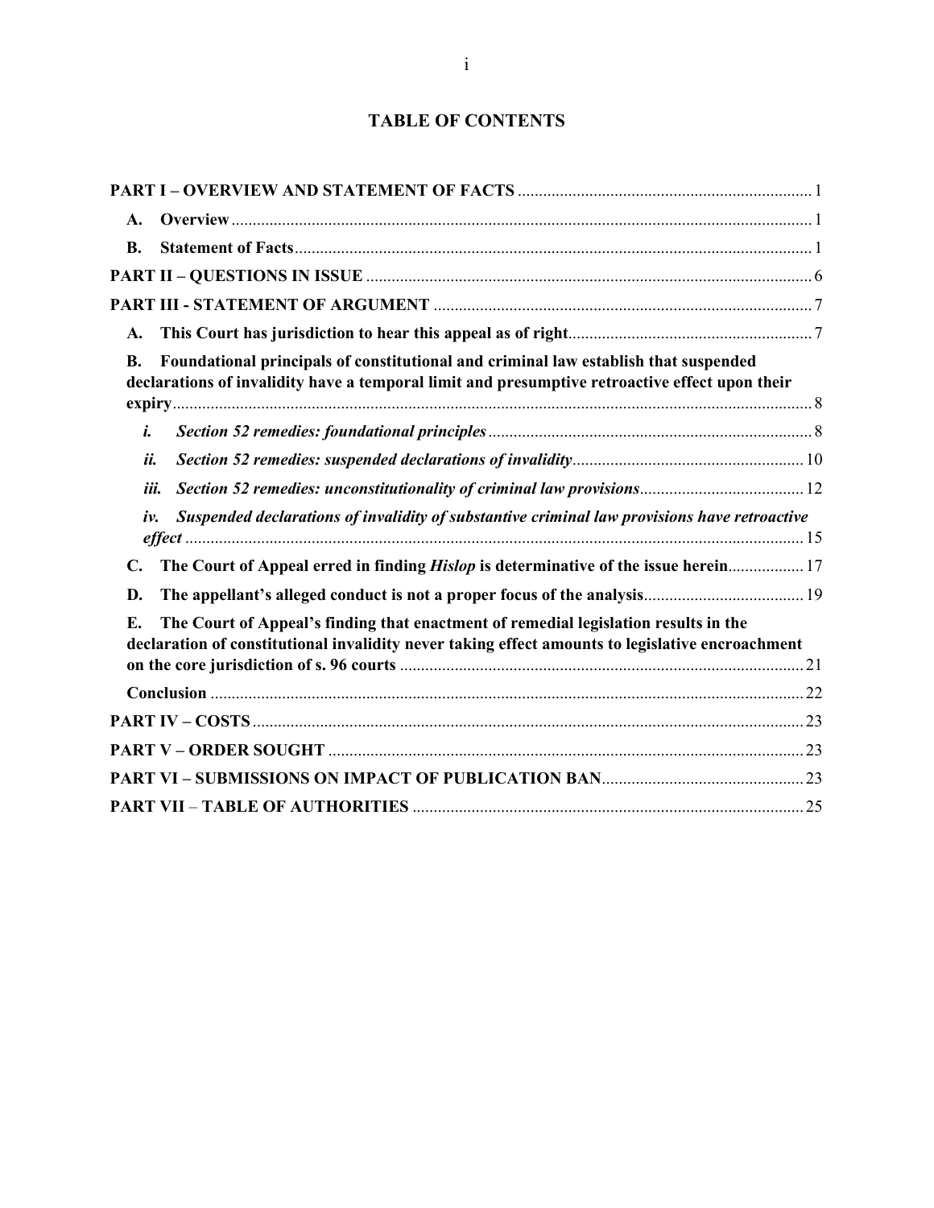# TABLE OF CONTENTS

**PART I – OVERVIEW AND STATEMENT OF FACTS** ..... 1

**A. Overview** ..... 1

**B. Statement of Facts** ..... 1

**PART II – QUESTIONS IN ISSUE** ..... 6

**PART III - STATEMENT OF ARGUMENT** ..... 7

**A. This Court has jurisdiction to hear this appeal as of right** ..... 7

**B. Foundational principals of constitutional and criminal law establish that suspended declarations of invalidity have a temporal limit and presumptive retroactive effect upon their expiry** ..... 8

***i. Section 52 remedies: foundational principles*** ..... 8

***ii. Section 52 remedies: suspended declarations of invalidity*** ..... 10

***iii. Section 52 remedies: unconstitutionality of criminal law provisions*** ..... 12

***iv. Suspended declarations of invalidity of substantive criminal law provisions have retroactive effect*** ..... 15

**C. The Court of Appeal erred in finding *Hislop* is determinative of the issue herein** ..... 17

**D. The appellant's alleged conduct is not a proper focus of the analysis** ..... 19

**E. The Court of Appeal's finding that enactment of remedial legislation results in the declaration of constitutional invalidity never taking effect amounts to legislative encroachment on the core jurisdiction of s. 96 courts** ..... 21

**Conclusion** ..... 22

**PART IV – COSTS** ..... 23

**PART V – ORDER SOUGHT** ..... 23

**PART VI – SUBMISSIONS ON IMPACT OF PUBLICATION BAN** ..... 23

**PART VII – TABLE OF AUTHORITIES** ..... 25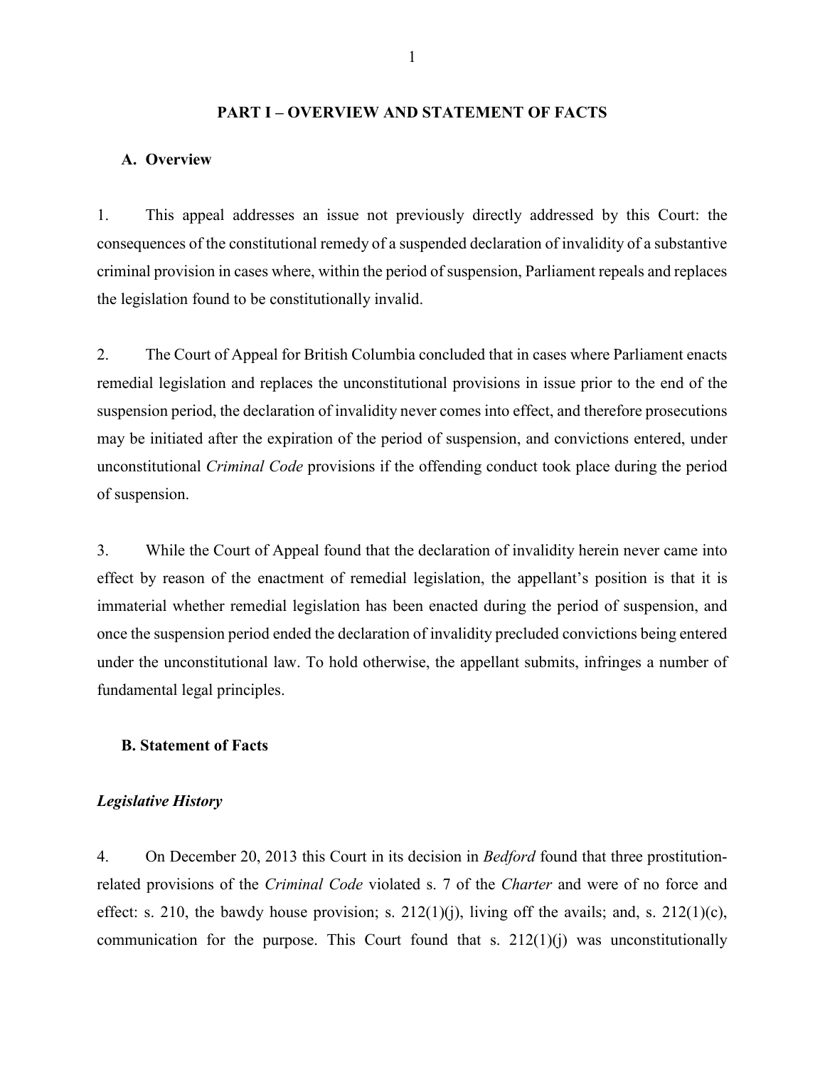## PART I – OVERVIEW AND STATEMENT OF FACTS

### A. Overview

1. This appeal addresses an issue not previously directly addressed by this Court: the consequences of the constitutional remedy of a suspended declaration of invalidity of a substantive criminal provision in cases where, within the period of suspension, Parliament repeals and replaces the legislation found to be constitutionally invalid.

2. The Court of Appeal for British Columbia concluded that in cases where Parliament enacts remedial legislation and replaces the unconstitutional provisions in issue prior to the end of the suspension period, the declaration of invalidity never comes into effect, and therefore prosecutions may be initiated after the expiration of the period of suspension, and convictions entered, under unconstitutional *Criminal Code* provisions if the offending conduct took place during the period of suspension.

3. While the Court of Appeal found that the declaration of invalidity herein never came into effect by reason of the enactment of remedial legislation, the appellant's position is that it is immaterial whether remedial legislation has been enacted during the period of suspension, and once the suspension period ended the declaration of invalidity precluded convictions being entered under the unconstitutional law. To hold otherwise, the appellant submits, infringes a number of fundamental legal principles.

### B. Statement of Facts

#### *Legislative History*

4. On December 20, 2013 this Court in its decision in *Bedford* found that three prostitution-related provisions of the *Criminal Code* violated s. 7 of the *Charter* and were of no force and effect: s. 210, the bawdy house provision; s. 212(1)(j), living off the avails; and, s. 212(1)(c), communication for the purpose. This Court found that s. 212(1)(j) was unconstitutionally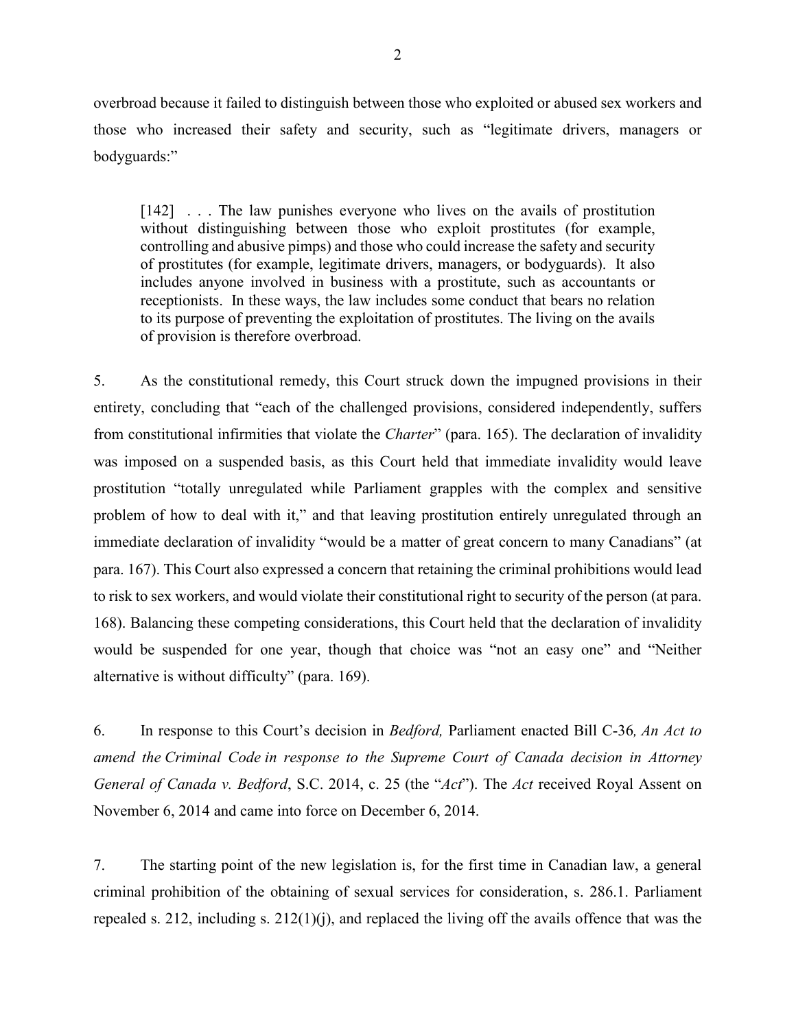overbroad because it failed to distinguish between those who exploited or abused sex workers and those who increased their safety and security, such as "legitimate drivers, managers or bodyguards:"

> [142] . . . The law punishes everyone who lives on the avails of prostitution without distinguishing between those who exploit prostitutes (for example, controlling and abusive pimps) and those who could increase the safety and security of prostitutes (for example, legitimate drivers, managers, or bodyguards). It also includes anyone involved in business with a prostitute, such as accountants or receptionists. In these ways, the law includes some conduct that bears no relation to its purpose of preventing the exploitation of prostitutes. The living on the avails of provision is therefore overbroad.

5. As the constitutional remedy, this Court struck down the impugned provisions in their entirety, concluding that "each of the challenged provisions, considered independently, suffers from constitutional infirmities that violate the *Charter*" (para. 165). The declaration of invalidity was imposed on a suspended basis, as this Court held that immediate invalidity would leave prostitution "totally unregulated while Parliament grapples with the complex and sensitive problem of how to deal with it," and that leaving prostitution entirely unregulated through an immediate declaration of invalidity "would be a matter of great concern to many Canadians" (at para. 167). This Court also expressed a concern that retaining the criminal prohibitions would lead to risk to sex workers, and would violate their constitutional right to security of the person (at para. 168). Balancing these competing considerations, this Court held that the declaration of invalidity would be suspended for one year, though that choice was "not an easy one" and "Neither alternative is without difficulty" (para. 169).

6. In response to this Court's decision in *Bedford,* Parliament enacted Bill C-36*, An Act to amend the Criminal Code in response to the Supreme Court of Canada decision in Attorney General of Canada v. Bedford*, S.C. 2014, c. 25 (the "*Act*"). The *Act* received Royal Assent on November 6, 2014 and came into force on December 6, 2014.

7. The starting point of the new legislation is, for the first time in Canadian law, a general criminal prohibition of the obtaining of sexual services for consideration, s. 286.1. Parliament repealed s. 212, including s. 212(1)(j), and replaced the living off the avails offence that was the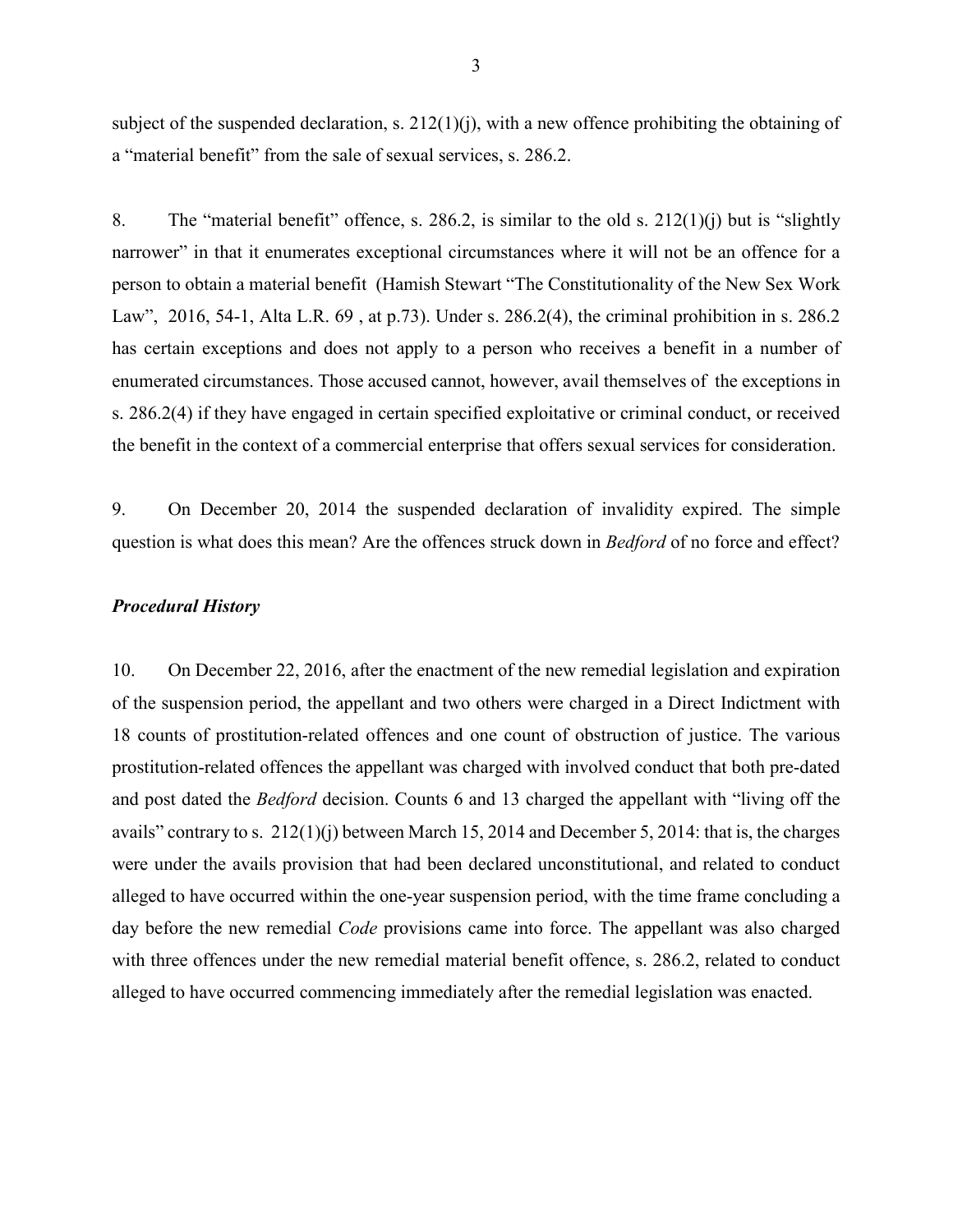subject of the suspended declaration, s. 212(1)(j), with a new offence prohibiting the obtaining of a "material benefit" from the sale of sexual services, s. 286.2.

8. The "material benefit" offence, s. 286.2, is similar to the old s. 212(1)(j) but is "slightly narrower" in that it enumerates exceptional circumstances where it will not be an offence for a person to obtain a material benefit (Hamish Stewart "The Constitutionality of the New Sex Work Law", 2016, 54-1, Alta L.R. 69 , at p.73). Under s. 286.2(4), the criminal prohibition in s. 286.2 has certain exceptions and does not apply to a person who receives a benefit in a number of enumerated circumstances. Those accused cannot, however, avail themselves of the exceptions in s. 286.2(4) if they have engaged in certain specified exploitative or criminal conduct, or received the benefit in the context of a commercial enterprise that offers sexual services for consideration.

9. On December 20, 2014 the suspended declaration of invalidity expired. The simple question is what does this mean? Are the offences struck down in *Bedford* of no force and effect?

### ***Procedural History***

10. On December 22, 2016, after the enactment of the new remedial legislation and expiration of the suspension period, the appellant and two others were charged in a Direct Indictment with 18 counts of prostitution-related offences and one count of obstruction of justice. The various prostitution-related offences the appellant was charged with involved conduct that both pre-dated and post dated the *Bedford* decision. Counts 6 and 13 charged the appellant with "living off the avails" contrary to s. 212(1)(j) between March 15, 2014 and December 5, 2014: that is, the charges were under the avails provision that had been declared unconstitutional, and related to conduct alleged to have occurred within the one-year suspension period, with the time frame concluding a day before the new remedial *Code* provisions came into force. The appellant was also charged with three offences under the new remedial material benefit offence, s. 286.2, related to conduct alleged to have occurred commencing immediately after the remedial legislation was enacted.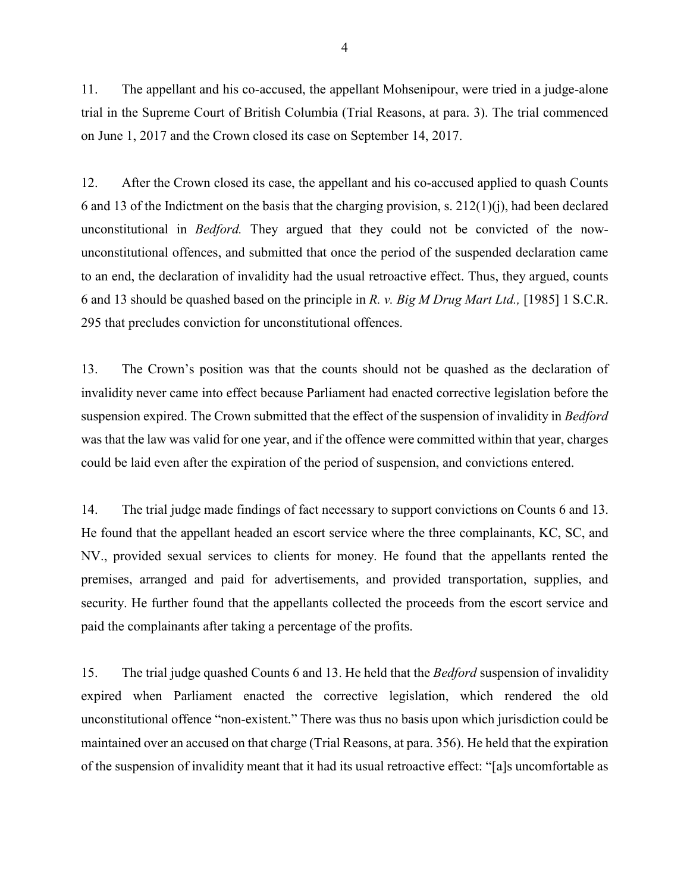11. The appellant and his co-accused, the appellant Mohsenipour, were tried in a judge-alone trial in the Supreme Court of British Columbia (Trial Reasons, at para. 3). The trial commenced on June 1, 2017 and the Crown closed its case on September 14, 2017.

12. After the Crown closed its case, the appellant and his co-accused applied to quash Counts 6 and 13 of the Indictment on the basis that the charging provision, s. 212(1)(j), had been declared unconstitutional in *Bedford.* They argued that they could not be convicted of the now-unconstitutional offences, and submitted that once the period of the suspended declaration came to an end, the declaration of invalidity had the usual retroactive effect. Thus, they argued, counts 6 and 13 should be quashed based on the principle in *R. v. Big M Drug Mart Ltd.,* [1985] 1 S.C.R. 295 that precludes conviction for unconstitutional offences.

13. The Crown's position was that the counts should not be quashed as the declaration of invalidity never came into effect because Parliament had enacted corrective legislation before the suspension expired. The Crown submitted that the effect of the suspension of invalidity in *Bedford* was that the law was valid for one year, and if the offence were committed within that year, charges could be laid even after the expiration of the period of suspension, and convictions entered.

14. The trial judge made findings of fact necessary to support convictions on Counts 6 and 13. He found that the appellant headed an escort service where the three complainants, KC, SC, and NV., provided sexual services to clients for money. He found that the appellants rented the premises, arranged and paid for advertisements, and provided transportation, supplies, and security. He further found that the appellants collected the proceeds from the escort service and paid the complainants after taking a percentage of the profits.

15. The trial judge quashed Counts 6 and 13. He held that the *Bedford* suspension of invalidity expired when Parliament enacted the corrective legislation, which rendered the old unconstitutional offence "non-existent." There was thus no basis upon which jurisdiction could be maintained over an accused on that charge (Trial Reasons, at para. 356). He held that the expiration of the suspension of invalidity meant that it had its usual retroactive effect: "[a]s uncomfortable as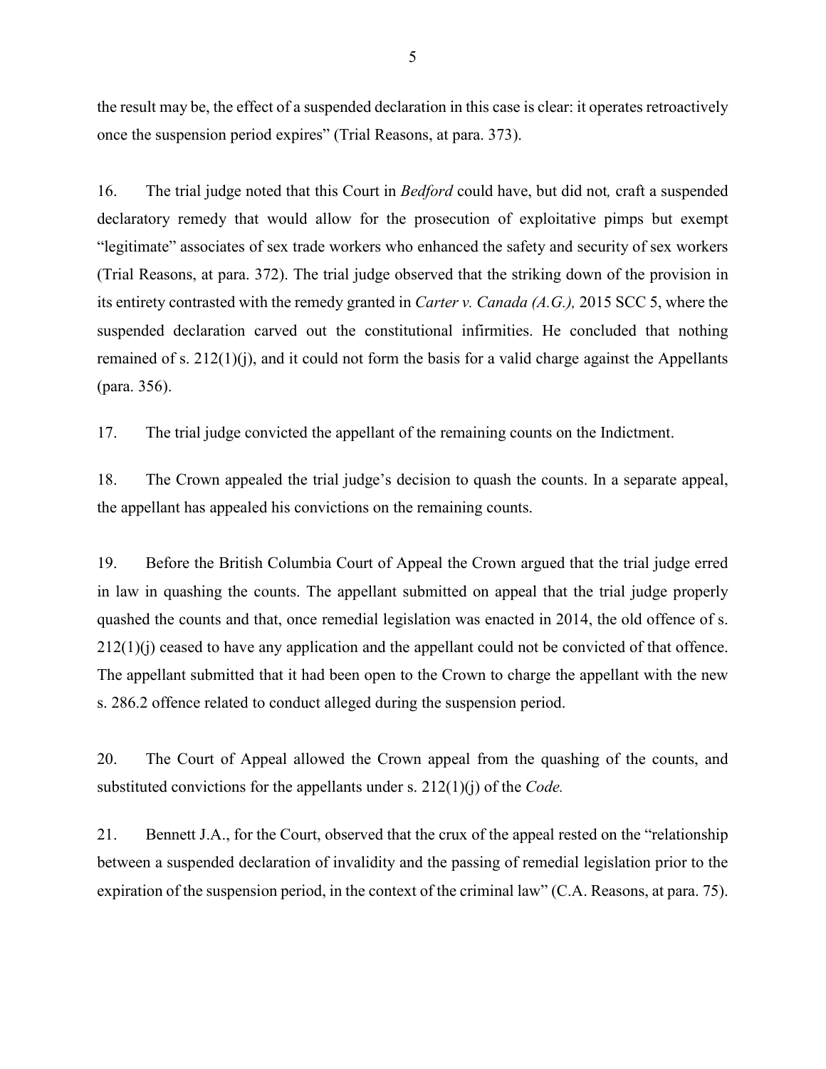the result may be, the effect of a suspended declaration in this case is clear: it operates retroactively once the suspension period expires" (Trial Reasons, at para. 373).

16. The trial judge noted that this Court in *Bedford* could have, but did not*,* craft a suspended declaratory remedy that would allow for the prosecution of exploitative pimps but exempt "legitimate" associates of sex trade workers who enhanced the safety and security of sex workers (Trial Reasons, at para. 372). The trial judge observed that the striking down of the provision in its entirety contrasted with the remedy granted in *Carter v. Canada (A.G.),* 2015 SCC 5, where the suspended declaration carved out the constitutional infirmities. He concluded that nothing remained of s. 212(1)(j), and it could not form the basis for a valid charge against the Appellants (para. 356).

17. The trial judge convicted the appellant of the remaining counts on the Indictment.

18. The Crown appealed the trial judge's decision to quash the counts. In a separate appeal, the appellant has appealed his convictions on the remaining counts.

19. Before the British Columbia Court of Appeal the Crown argued that the trial judge erred in law in quashing the counts. The appellant submitted on appeal that the trial judge properly quashed the counts and that, once remedial legislation was enacted in 2014, the old offence of s. 212(1)(j) ceased to have any application and the appellant could not be convicted of that offence. The appellant submitted that it had been open to the Crown to charge the appellant with the new s. 286.2 offence related to conduct alleged during the suspension period.

20. The Court of Appeal allowed the Crown appeal from the quashing of the counts, and substituted convictions for the appellants under s. 212(1)(j) of the *Code.*

21. Bennett J.A., for the Court, observed that the crux of the appeal rested on the "relationship between a suspended declaration of invalidity and the passing of remedial legislation prior to the expiration of the suspension period, in the context of the criminal law" (C.A. Reasons, at para. 75).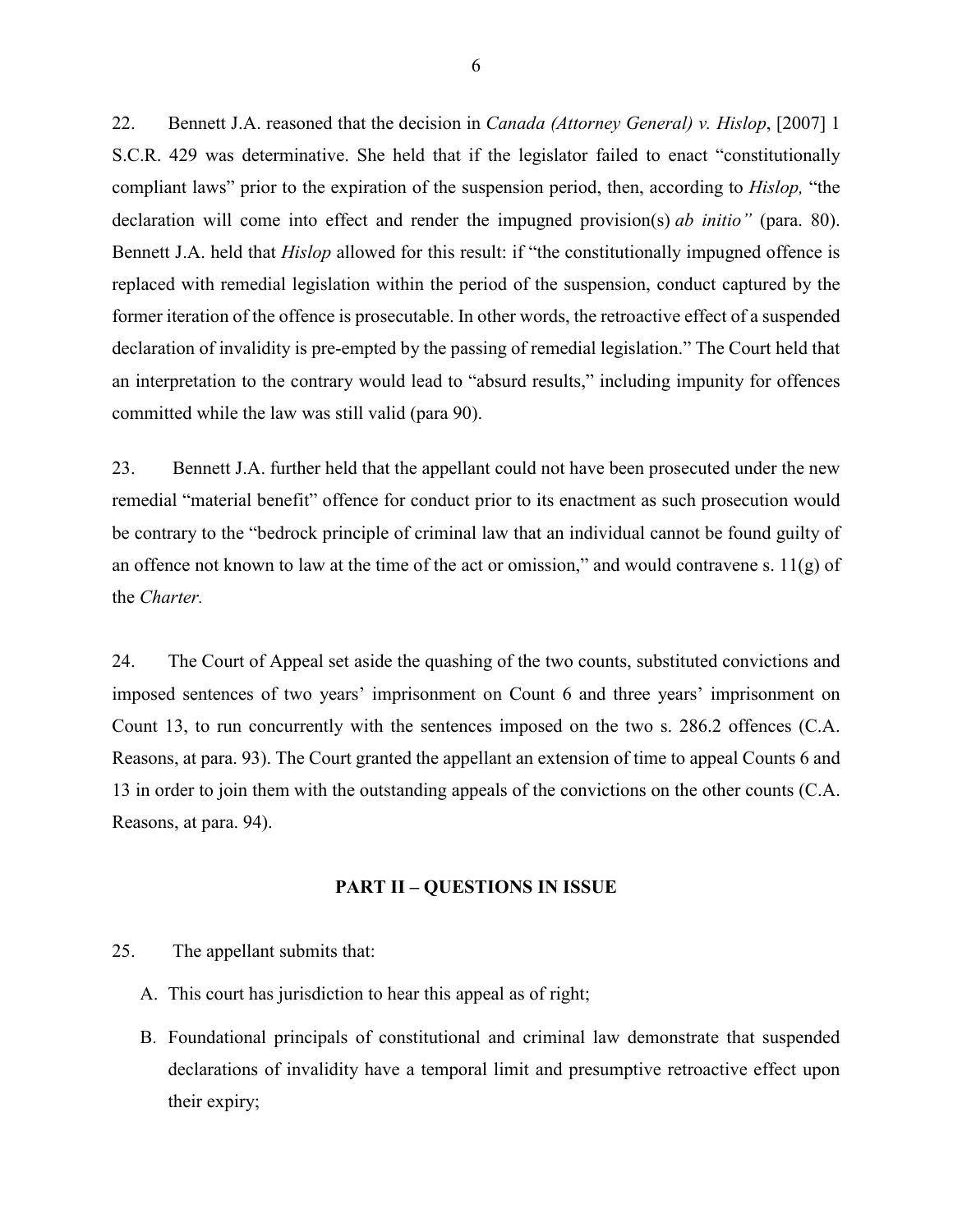22. Bennett J.A. reasoned that the decision in *Canada (Attorney General) v. Hislop*, [2007] 1 S.C.R. 429 was determinative. She held that if the legislator failed to enact "constitutionally compliant laws" prior to the expiration of the suspension period, then, according to *Hislop,* "the declaration will come into effect and render the impugned provision(s) *ab initio"* (para. 80). Bennett J.A. held that *Hislop* allowed for this result: if "the constitutionally impugned offence is replaced with remedial legislation within the period of the suspension, conduct captured by the former iteration of the offence is prosecutable. In other words, the retroactive effect of a suspended declaration of invalidity is pre-empted by the passing of remedial legislation." The Court held that an interpretation to the contrary would lead to "absurd results," including impunity for offences committed while the law was still valid (para 90).

23. Bennett J.A. further held that the appellant could not have been prosecuted under the new remedial "material benefit" offence for conduct prior to its enactment as such prosecution would be contrary to the "bedrock principle of criminal law that an individual cannot be found guilty of an offence not known to law at the time of the act or omission," and would contravene s. 11(g) of the *Charter.*

24. The Court of Appeal set aside the quashing of the two counts, substituted convictions and imposed sentences of two years' imprisonment on Count 6 and three years' imprisonment on Count 13, to run concurrently with the sentences imposed on the two s. 286.2 offences (C.A. Reasons, at para. 93). The Court granted the appellant an extension of time to appeal Counts 6 and 13 in order to join them with the outstanding appeals of the convictions on the other counts (C.A. Reasons, at para. 94).

## PART II – QUESTIONS IN ISSUE

25. The appellant submits that:

A. This court has jurisdiction to hear this appeal as of right;

B. Foundational principals of constitutional and criminal law demonstrate that suspended declarations of invalidity have a temporal limit and presumptive retroactive effect upon their expiry;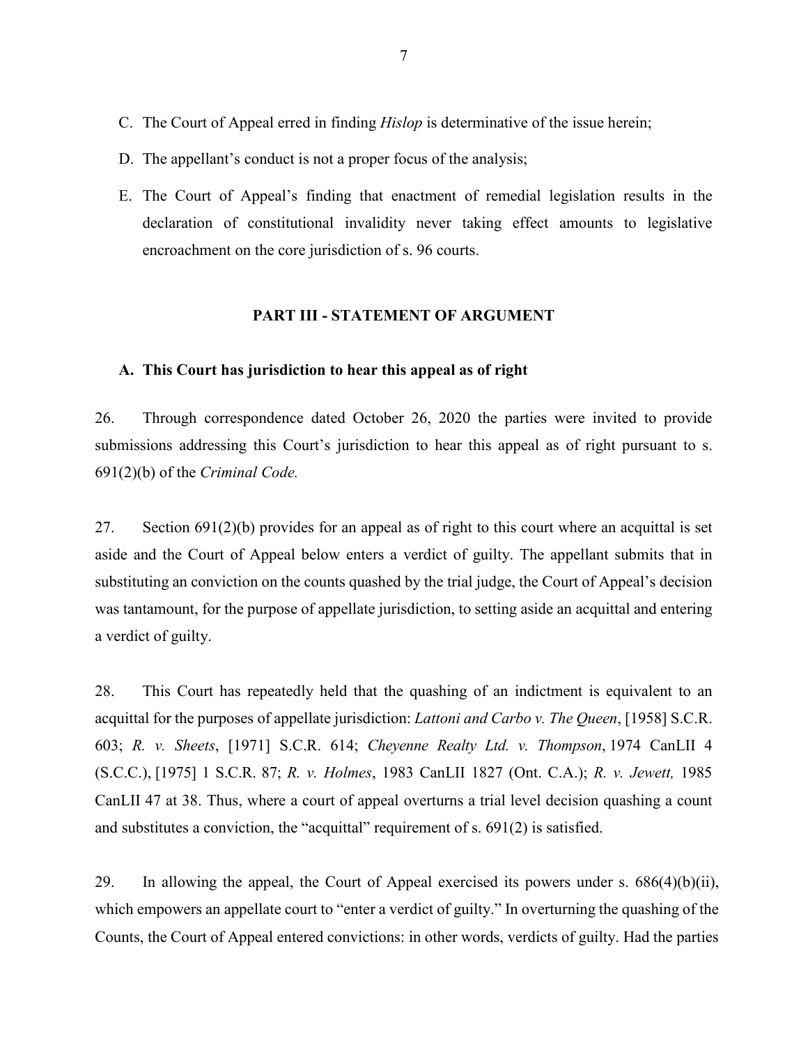C. The Court of Appeal erred in finding *Hislop* is determinative of the issue herein;

D. The appellant's conduct is not a proper focus of the analysis;

E. The Court of Appeal's finding that enactment of remedial legislation results in the declaration of constitutional invalidity never taking effect amounts to legislative encroachment on the core jurisdiction of s. 96 courts.

## PART III - STATEMENT OF ARGUMENT

### A. This Court has jurisdiction to hear this appeal as of right

26. Through correspondence dated October 26, 2020 the parties were invited to provide submissions addressing this Court's jurisdiction to hear this appeal as of right pursuant to s. 691(2)(b) of the *Criminal Code.*

27. Section 691(2)(b) provides for an appeal as of right to this court where an acquittal is set aside and the Court of Appeal below enters a verdict of guilty. The appellant submits that in substituting an conviction on the counts quashed by the trial judge, the Court of Appeal's decision was tantamount, for the purpose of appellate jurisdiction, to setting aside an acquittal and entering a verdict of guilty.

28. This Court has repeatedly held that the quashing of an indictment is equivalent to an acquittal for the purposes of appellate jurisdiction: *Lattoni and Carbo v. The Queen*, [1958] S.C.R. 603; *R. v. Sheets*, [1971] S.C.R. 614; *Cheyenne Realty Ltd. v. Thompson*, 1974 CanLII 4 (S.C.C.), [1975] 1 S.C.R. 87; *R. v. Holmes*, 1983 CanLII 1827 (Ont. C.A.); *R. v. Jewett,* 1985 CanLII 47 at 38. Thus, where a court of appeal overturns a trial level decision quashing a count and substitutes a conviction, the "acquittal" requirement of s. 691(2) is satisfied.

29. In allowing the appeal, the Court of Appeal exercised its powers under s. 686(4)(b)(ii), which empowers an appellate court to "enter a verdict of guilty." In overturning the quashing of the Counts, the Court of Appeal entered convictions: in other words, verdicts of guilty. Had the parties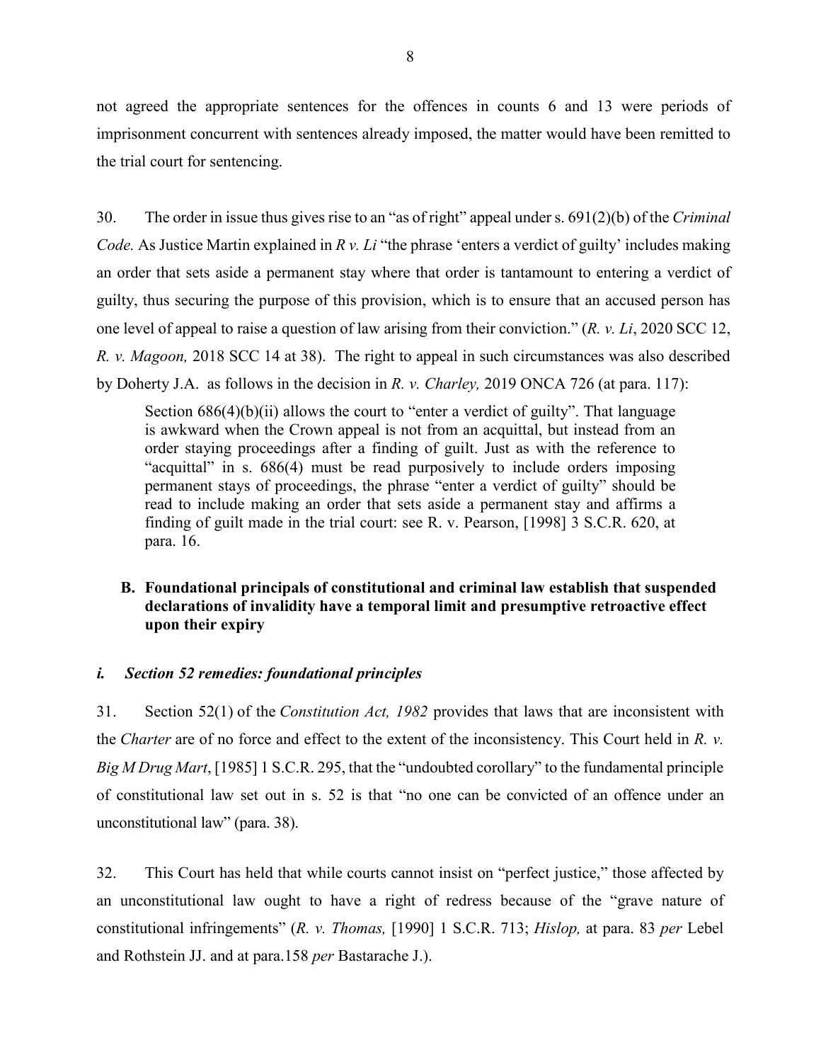not agreed the appropriate sentences for the offences in counts 6 and 13 were periods of imprisonment concurrent with sentences already imposed, the matter would have been remitted to the trial court for sentencing.

30. The order in issue thus gives rise to an "as of right" appeal under s. 691(2)(b) of the *Criminal Code.* As Justice Martin explained in *R v. Li* "the phrase 'enters a verdict of guilty' includes making an order that sets aside a permanent stay where that order is tantamount to entering a verdict of guilty, thus securing the purpose of this provision, which is to ensure that an accused person has one level of appeal to raise a question of law arising from their conviction." (*R. v. Li*, 2020 SCC 12, *R. v. Magoon,* 2018 SCC 14 at 38). The right to appeal in such circumstances was also described by Doherty J.A. as follows in the decision in *R. v. Charley,* 2019 ONCA 726 (at para. 117):

> Section 686(4)(b)(ii) allows the court to "enter a verdict of guilty". That language is awkward when the Crown appeal is not from an acquittal, but instead from an order staying proceedings after a finding of guilt. Just as with the reference to "acquittal" in s. 686(4) must be read purposively to include orders imposing permanent stays of proceedings, the phrase "enter a verdict of guilty" should be read to include making an order that sets aside a permanent stay and affirms a finding of guilt made in the trial court: see R. v. Pearson, [1998] 3 S.C.R. 620, at para. 16.

### B. Foundational principals of constitutional and criminal law establish that suspended declarations of invalidity have a temporal limit and presumptive retroactive effect upon their expiry

#### *i. Section 52 remedies: foundational principles*

31. Section 52(1) of the *Constitution Act, 1982* provides that laws that are inconsistent with the *Charter* are of no force and effect to the extent of the inconsistency. This Court held in *R. v. Big M Drug Mart*, [1985] 1 S.C.R. 295, that the "undoubted corollary" to the fundamental principle of constitutional law set out in s. 52 is that "no one can be convicted of an offence under an unconstitutional law" (para. 38).

32. This Court has held that while courts cannot insist on "perfect justice," those affected by an unconstitutional law ought to have a right of redress because of the "grave nature of constitutional infringements" (*R. v. Thomas,* [1990] 1 S.C.R. 713; *Hislop,* at para. 83 *per* Lebel and Rothstein JJ. and at para.158 *per* Bastarache J.).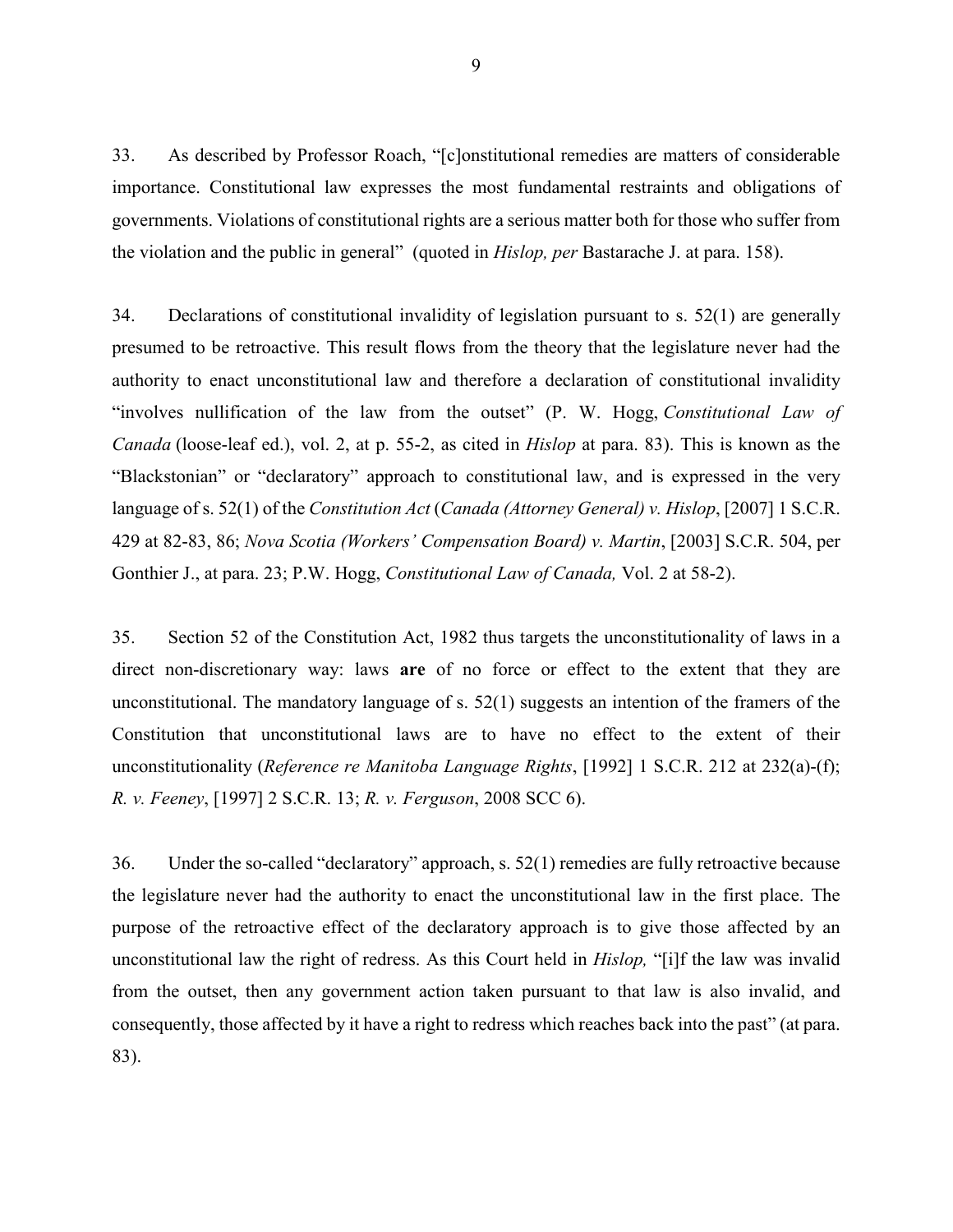33. As described by Professor Roach, "[c]onstitutional remedies are matters of considerable importance. Constitutional law expresses the most fundamental restraints and obligations of governments. Violations of constitutional rights are a serious matter both for those who suffer from the violation and the public in general" (quoted in *Hislop, per* Bastarache J. at para. 158).

34. Declarations of constitutional invalidity of legislation pursuant to s. 52(1) are generally presumed to be retroactive. This result flows from the theory that the legislature never had the authority to enact unconstitutional law and therefore a declaration of constitutional invalidity "involves nullification of the law from the outset" (P. W. Hogg, *Constitutional Law of Canada* (loose-leaf ed.), vol. 2, at p. 55-2, as cited in *Hislop* at para. 83). This is known as the "Blackstonian" or "declaratory" approach to constitutional law, and is expressed in the very language of s. 52(1) of the *Constitution Act* (*Canada (Attorney General) v. Hislop*, [2007] 1 S.C.R. 429 at 82-83, 86; *Nova Scotia (Workers' Compensation Board) v. Martin*, [2003] S.C.R. 504, per Gonthier J., at para. 23; P.W. Hogg, *Constitutional Law of Canada,* Vol. 2 at 58-2).

35. Section 52 of the Constitution Act, 1982 thus targets the unconstitutionality of laws in a direct non-discretionary way: laws **are** of no force or effect to the extent that they are unconstitutional. The mandatory language of s. 52(1) suggests an intention of the framers of the Constitution that unconstitutional laws are to have no effect to the extent of their unconstitutionality (*Reference re Manitoba Language Rights*, [1992] 1 S.C.R. 212 at 232(a)-(f); *R. v. Feeney*, [1997] 2 S.C.R. 13; *R. v. Ferguson*, 2008 SCC 6).

36. Under the so-called "declaratory" approach, s. 52(1) remedies are fully retroactive because the legislature never had the authority to enact the unconstitutional law in the first place. The purpose of the retroactive effect of the declaratory approach is to give those affected by an unconstitutional law the right of redress. As this Court held in *Hislop,* "[i]f the law was invalid from the outset, then any government action taken pursuant to that law is also invalid, and consequently, those affected by it have a right to redress which reaches back into the past" (at para. 83).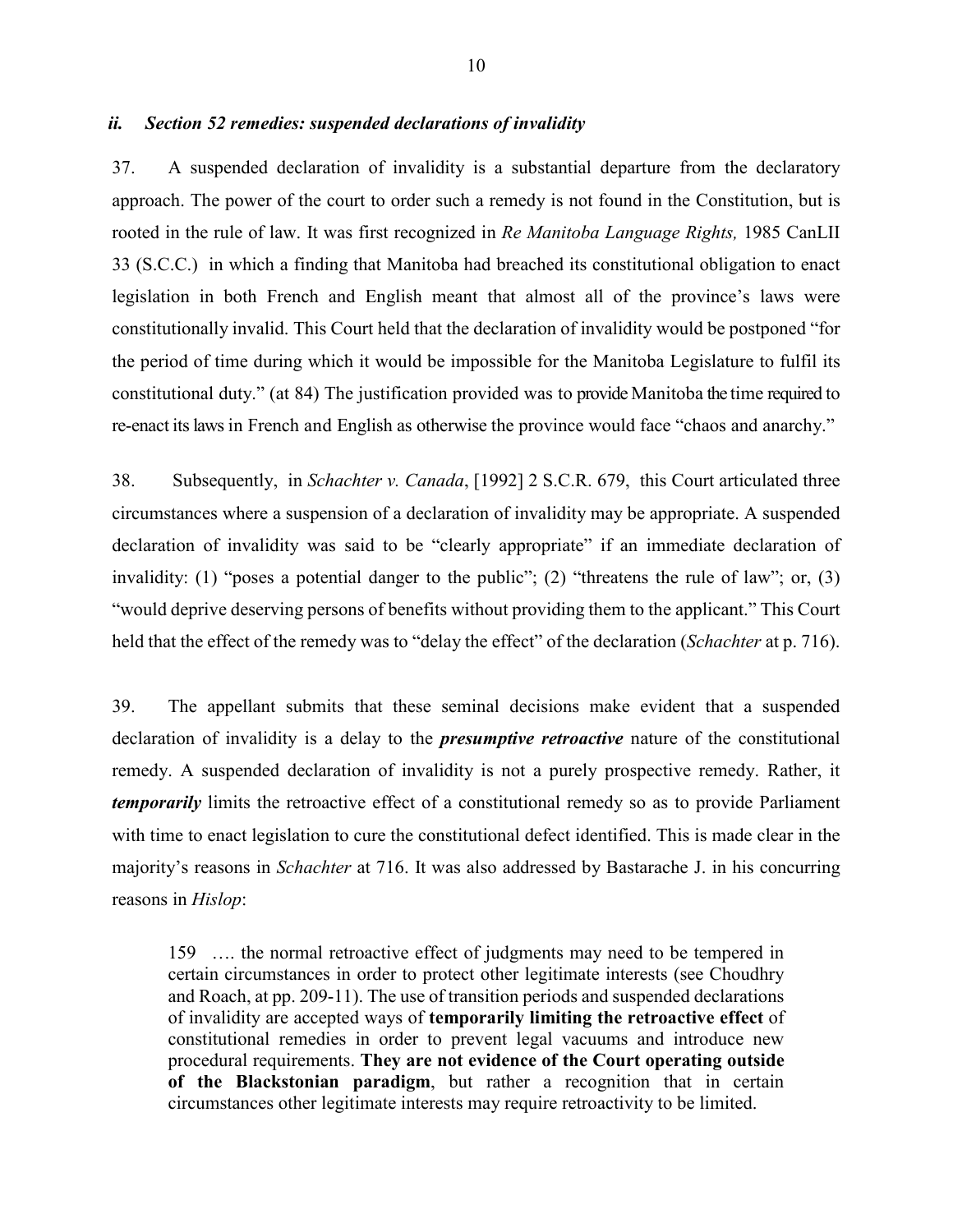### *ii. Section 52 remedies: suspended declarations of invalidity*

37. A suspended declaration of invalidity is a substantial departure from the declaratory approach. The power of the court to order such a remedy is not found in the Constitution, but is rooted in the rule of law. It was first recognized in *Re Manitoba Language Rights,* 1985 CanLII 33 (S.C.C.) in which a finding that Manitoba had breached its constitutional obligation to enact legislation in both French and English meant that almost all of the province's laws were constitutionally invalid. This Court held that the declaration of invalidity would be postponed "for the period of time during which it would be impossible for the Manitoba Legislature to fulfil its constitutional duty." (at 84) The justification provided was to provide Manitoba the time required to re-enact its laws in French and English as otherwise the province would face "chaos and anarchy."

38. Subsequently, in *Schachter v. Canada*, [1992] 2 S.C.R. 679, this Court articulated three circumstances where a suspension of a declaration of invalidity may be appropriate. A suspended declaration of invalidity was said to be "clearly appropriate" if an immediate declaration of invalidity: (1) "poses a potential danger to the public"; (2) "threatens the rule of law"; or, (3) "would deprive deserving persons of benefits without providing them to the applicant." This Court held that the effect of the remedy was to "delay the effect" of the declaration (*Schachter* at p. 716).

39. The appellant submits that these seminal decisions make evident that a suspended declaration of invalidity is a delay to the ***presumptive retroactive*** nature of the constitutional remedy. A suspended declaration of invalidity is not a purely prospective remedy. Rather, it ***temporarily*** limits the retroactive effect of a constitutional remedy so as to provide Parliament with time to enact legislation to cure the constitutional defect identified. This is made clear in the majority's reasons in *Schachter* at 716. It was also addressed by Bastarache J. in his concurring reasons in *Hislop*:

> 159 …. the normal retroactive effect of judgments may need to be tempered in certain circumstances in order to protect other legitimate interests (see Choudhry and Roach, at pp. 209-11). The use of transition periods and suspended declarations of invalidity are accepted ways of **temporarily limiting the retroactive effect** of constitutional remedies in order to prevent legal vacuums and introduce new procedural requirements. **They are not evidence of the Court operating outside of the Blackstonian paradigm**, but rather a recognition that in certain circumstances other legitimate interests may require retroactivity to be limited.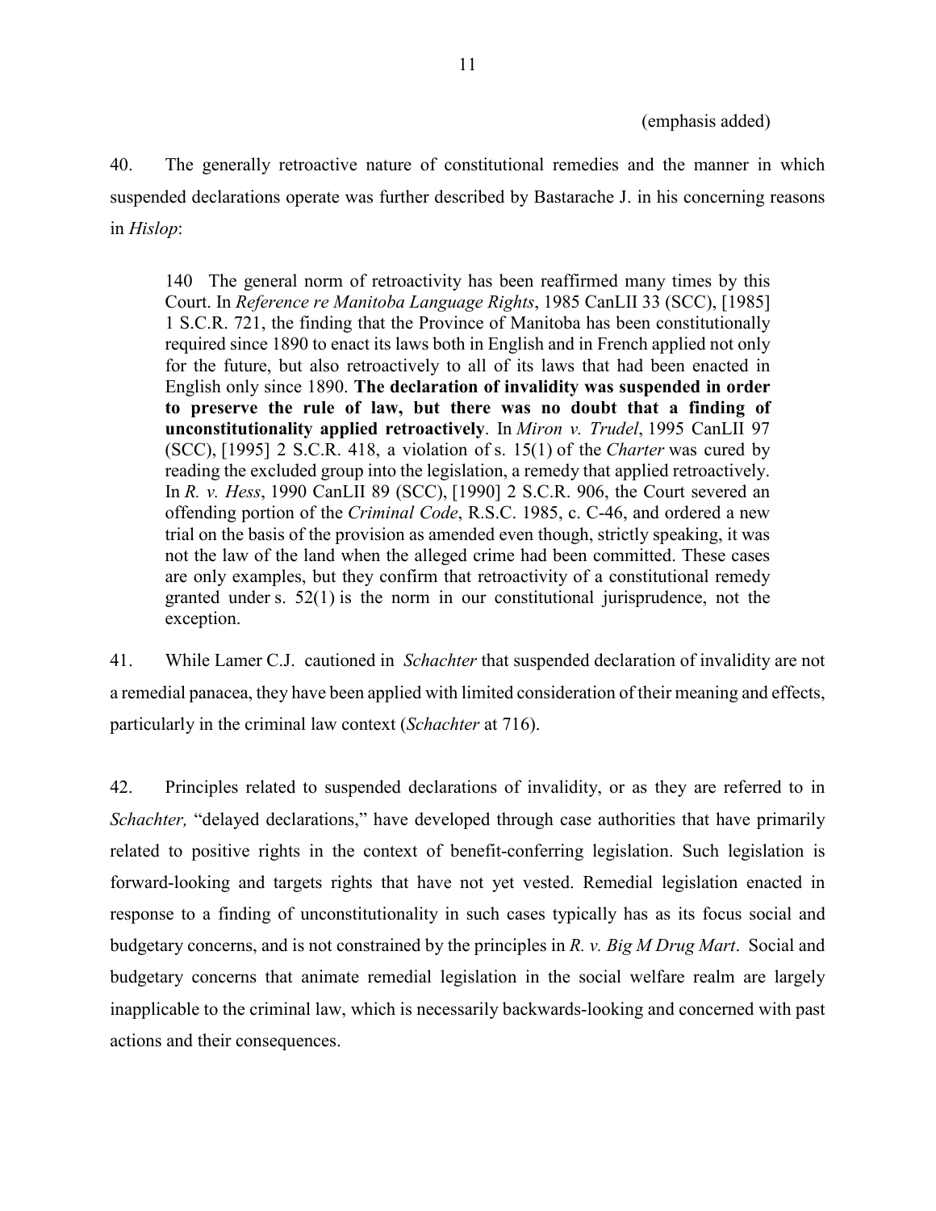(emphasis added)

40. The generally retroactive nature of constitutional remedies and the manner in which suspended declarations operate was further described by Bastarache J. in his concerning reasons in *Hislop*:

> 140 The general norm of retroactivity has been reaffirmed many times by this Court. In *Reference re Manitoba Language Rights*, 1985 CanLII 33 (SCC), [1985] 1 S.C.R. 721, the finding that the Province of Manitoba has been constitutionally required since 1890 to enact its laws both in English and in French applied not only for the future, but also retroactively to all of its laws that had been enacted in English only since 1890. **The declaration of invalidity was suspended in order to preserve the rule of law, but there was no doubt that a finding of unconstitutionality applied retroactively**. In *Miron v. Trudel*, 1995 CanLII 97 (SCC), [1995] 2 S.C.R. 418, a violation of s. 15(1) of the *Charter* was cured by reading the excluded group into the legislation, a remedy that applied retroactively. In *R. v. Hess*, 1990 CanLII 89 (SCC), [1990] 2 S.C.R. 906, the Court severed an offending portion of the *Criminal Code*, R.S.C. 1985, c. C-46, and ordered a new trial on the basis of the provision as amended even though, strictly speaking, it was not the law of the land when the alleged crime had been committed. These cases are only examples, but they confirm that retroactivity of a constitutional remedy granted under s. 52(1) is the norm in our constitutional jurisprudence, not the exception.

41. While Lamer C.J. cautioned in *Schachter* that suspended declaration of invalidity are not a remedial panacea, they have been applied with limited consideration of their meaning and effects, particularly in the criminal law context (*Schachter* at 716).

42. Principles related to suspended declarations of invalidity, or as they are referred to in *Schachter,* "delayed declarations," have developed through case authorities that have primarily related to positive rights in the context of benefit-conferring legislation. Such legislation is forward-looking and targets rights that have not yet vested. Remedial legislation enacted in response to a finding of unconstitutionality in such cases typically has as its focus social and budgetary concerns, and is not constrained by the principles in *R. v. Big M Drug Mart*. Social and budgetary concerns that animate remedial legislation in the social welfare realm are largely inapplicable to the criminal law, which is necessarily backwards-looking and concerned with past actions and their consequences.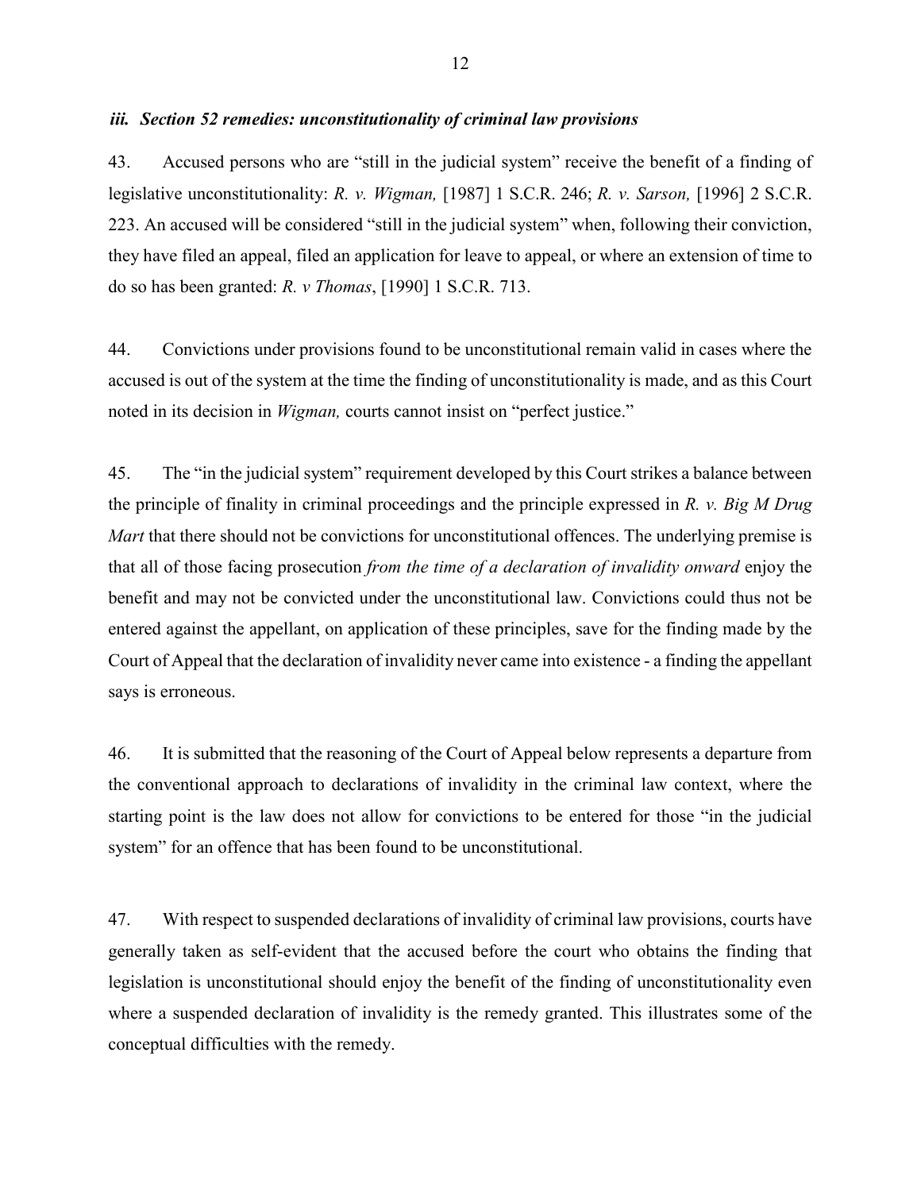### *iii. Section 52 remedies: unconstitutionality of criminal law provisions*

43. Accused persons who are "still in the judicial system" receive the benefit of a finding of legislative unconstitutionality: *R. v. Wigman,* [1987] 1 S.C.R. 246; *R. v. Sarson,* [1996] 2 S.C.R. 223. An accused will be considered "still in the judicial system" when, following their conviction, they have filed an appeal, filed an application for leave to appeal, or where an extension of time to do so has been granted: *R. v Thomas*, [1990] 1 S.C.R. 713.

44. Convictions under provisions found to be unconstitutional remain valid in cases where the accused is out of the system at the time the finding of unconstitutionality is made, and as this Court noted in its decision in *Wigman,* courts cannot insist on "perfect justice."

45. The "in the judicial system" requirement developed by this Court strikes a balance between the principle of finality in criminal proceedings and the principle expressed in *R. v. Big M Drug Mart* that there should not be convictions for unconstitutional offences. The underlying premise is that all of those facing prosecution *from the time of a declaration of invalidity onward* enjoy the benefit and may not be convicted under the unconstitutional law. Convictions could thus not be entered against the appellant, on application of these principles, save for the finding made by the Court of Appeal that the declaration of invalidity never came into existence - a finding the appellant says is erroneous.

46. It is submitted that the reasoning of the Court of Appeal below represents a departure from the conventional approach to declarations of invalidity in the criminal law context, where the starting point is the law does not allow for convictions to be entered for those "in the judicial system" for an offence that has been found to be unconstitutional.

47. With respect to suspended declarations of invalidity of criminal law provisions, courts have generally taken as self-evident that the accused before the court who obtains the finding that legislation is unconstitutional should enjoy the benefit of the finding of unconstitutionality even where a suspended declaration of invalidity is the remedy granted. This illustrates some of the conceptual difficulties with the remedy.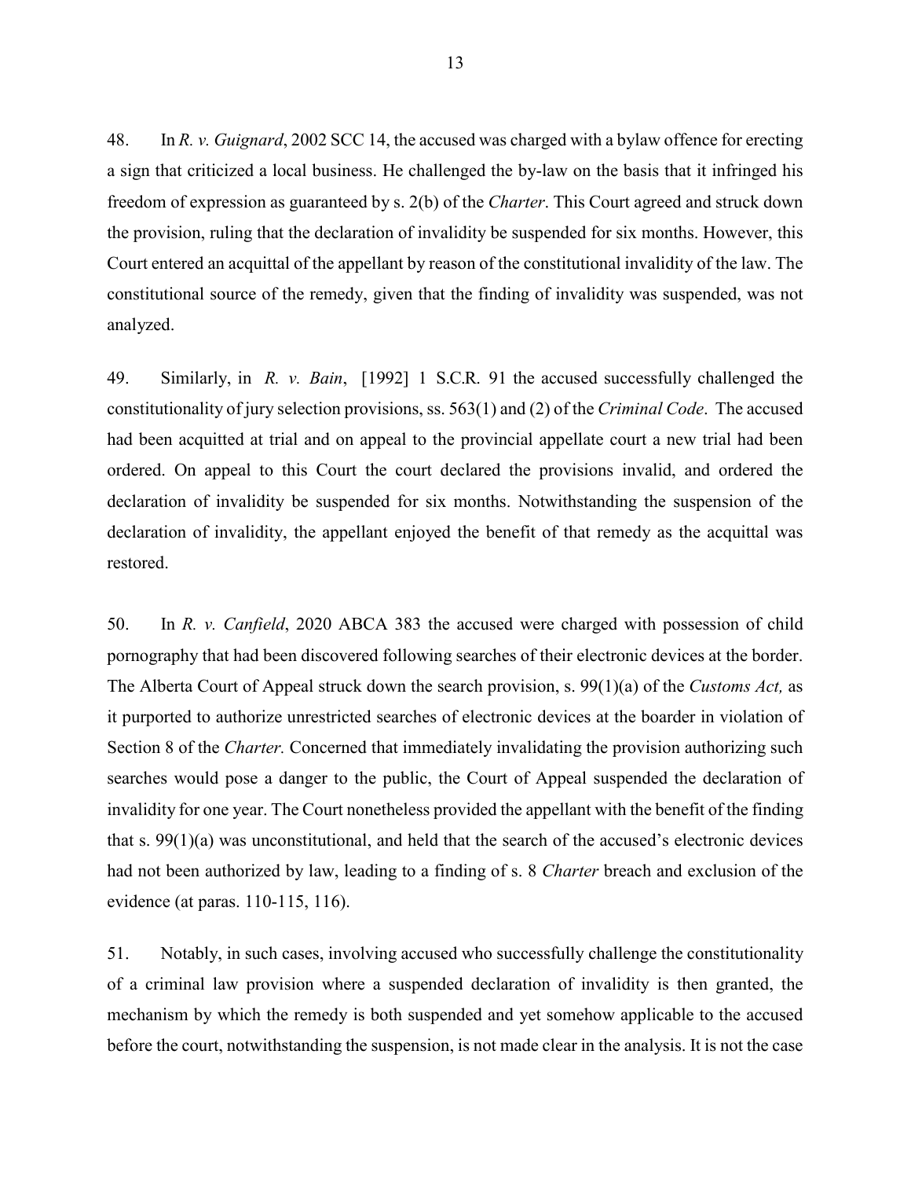48. In *R. v. Guignard*, 2002 SCC 14, the accused was charged with a bylaw offence for erecting a sign that criticized a local business. He challenged the by-law on the basis that it infringed his freedom of expression as guaranteed by s. 2(b) of the *Charter*. This Court agreed and struck down the provision, ruling that the declaration of invalidity be suspended for six months. However, this Court entered an acquittal of the appellant by reason of the constitutional invalidity of the law. The constitutional source of the remedy, given that the finding of invalidity was suspended, was not analyzed.

49. Similarly, in *R. v. Bain*, [1992] 1 S.C.R. 91 the accused successfully challenged the constitutionality of jury selection provisions, ss. 563(1) and (2) of the *Criminal Code*. The accused had been acquitted at trial and on appeal to the provincial appellate court a new trial had been ordered. On appeal to this Court the court declared the provisions invalid, and ordered the declaration of invalidity be suspended for six months. Notwithstanding the suspension of the declaration of invalidity, the appellant enjoyed the benefit of that remedy as the acquittal was restored.

50. In *R. v. Canfield*, 2020 ABCA 383 the accused were charged with possession of child pornography that had been discovered following searches of their electronic devices at the border. The Alberta Court of Appeal struck down the search provision, s. 99(1)(a) of the *Customs Act,* as it purported to authorize unrestricted searches of electronic devices at the boarder in violation of Section 8 of the *Charter.* Concerned that immediately invalidating the provision authorizing such searches would pose a danger to the public, the Court of Appeal suspended the declaration of invalidity for one year. The Court nonetheless provided the appellant with the benefit of the finding that s. 99(1)(a) was unconstitutional, and held that the search of the accused's electronic devices had not been authorized by law, leading to a finding of s. 8 *Charter* breach and exclusion of the evidence (at paras. 110-115, 116).

51. Notably, in such cases, involving accused who successfully challenge the constitutionality of a criminal law provision where a suspended declaration of invalidity is then granted, the mechanism by which the remedy is both suspended and yet somehow applicable to the accused before the court, notwithstanding the suspension, is not made clear in the analysis. It is not the case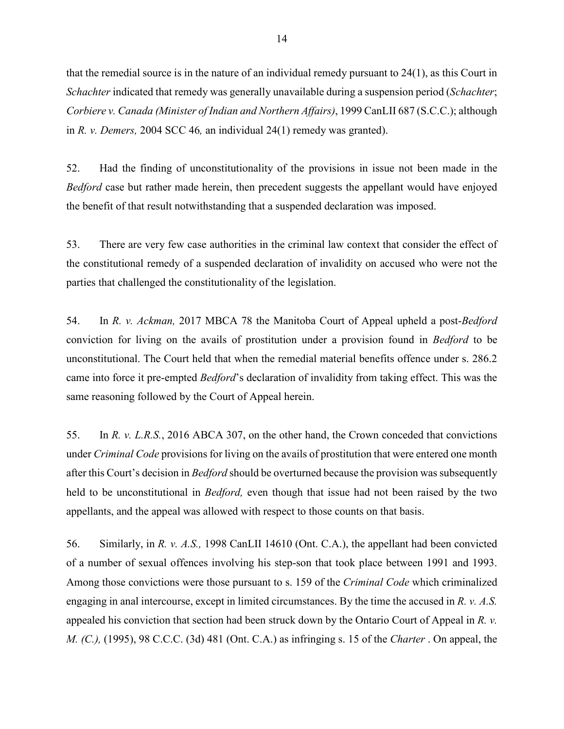that the remedial source is in the nature of an individual remedy pursuant to 24(1), as this Court in *Schachter* indicated that remedy was generally unavailable during a suspension period (*Schachter*; *Corbiere v. Canada (Minister of Indian and Northern Affairs)*, 1999 CanLII 687 (S.C.C.); although in *R. v. Demers,* 2004 SCC 46*,* an individual 24(1) remedy was granted).

52. Had the finding of unconstitutionality of the provisions in issue not been made in the *Bedford* case but rather made herein, then precedent suggests the appellant would have enjoyed the benefit of that result notwithstanding that a suspended declaration was imposed.

53. There are very few case authorities in the criminal law context that consider the effect of the constitutional remedy of a suspended declaration of invalidity on accused who were not the parties that challenged the constitutionality of the legislation.

54. In *R. v. Ackman,* 2017 MBCA 78 the Manitoba Court of Appeal upheld a post-*Bedford* conviction for living on the avails of prostitution under a provision found in *Bedford* to be unconstitutional. The Court held that when the remedial material benefits offence under s. 286.2 came into force it pre-empted *Bedford*'s declaration of invalidity from taking effect. This was the same reasoning followed by the Court of Appeal herein.

55. In *R. v. L.R.S.*, 2016 ABCA 307, on the other hand, the Crown conceded that convictions under *Criminal Code* provisions for living on the avails of prostitution that were entered one month after this Court's decision in *Bedford* should be overturned because the provision was subsequently held to be unconstitutional in *Bedford,* even though that issue had not been raised by the two appellants, and the appeal was allowed with respect to those counts on that basis.

56. Similarly, in *R. v. A.S.,* 1998 CanLII 14610 (Ont. C.A.), the appellant had been convicted of a number of sexual offences involving his step-son that took place between 1991 and 1993. Among those convictions were those pursuant to s. 159 of the *Criminal Code* which criminalized engaging in anal intercourse, except in limited circumstances. By the time the accused in *R. v. A.S.* appealed his conviction that section had been struck down by the Ontario Court of Appeal in *R. v. M. (C.),* (1995), 98 C.C.C. (3d) 481 (Ont. C.A.) as infringing s. 15 of the *Charter* . On appeal, the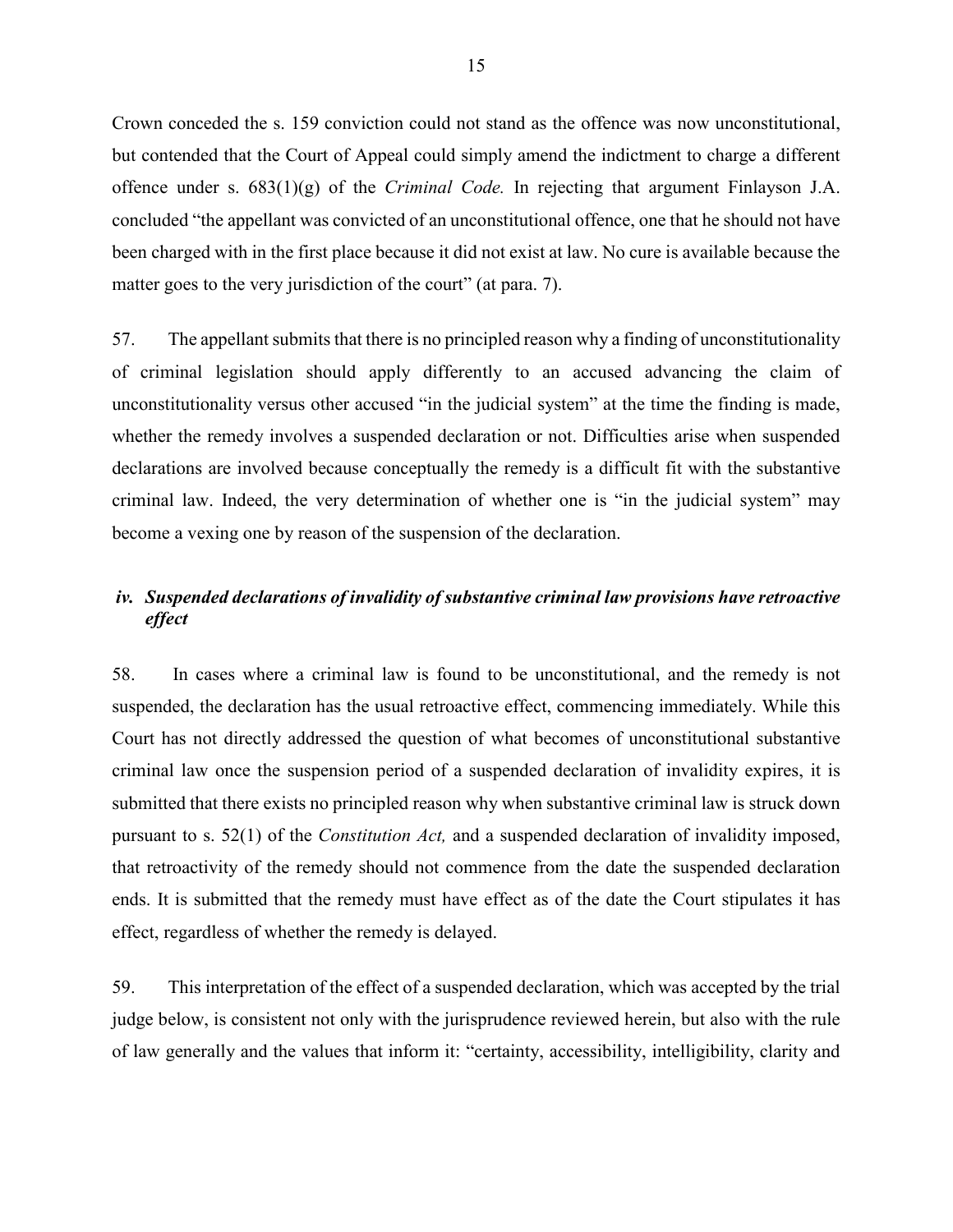Crown conceded the s. 159 conviction could not stand as the offence was now unconstitutional, but contended that the Court of Appeal could simply amend the indictment to charge a different offence under s. 683(1)(g) of the *Criminal Code.* In rejecting that argument Finlayson J.A. concluded "the appellant was convicted of an unconstitutional offence, one that he should not have been charged with in the first place because it did not exist at law. No cure is available because the matter goes to the very jurisdiction of the court" (at para. 7).

57. The appellant submits that there is no principled reason why a finding of unconstitutionality of criminal legislation should apply differently to an accused advancing the claim of unconstitutionality versus other accused "in the judicial system" at the time the finding is made, whether the remedy involves a suspended declaration or not. Difficulties arise when suspended declarations are involved because conceptually the remedy is a difficult fit with the substantive criminal law. Indeed, the very determination of whether one is "in the judicial system" may become a vexing one by reason of the suspension of the declaration.

### *iv. Suspended declarations of invalidity of substantive criminal law provisions have retroactive effect*

58. In cases where a criminal law is found to be unconstitutional, and the remedy is not suspended, the declaration has the usual retroactive effect, commencing immediately. While this Court has not directly addressed the question of what becomes of unconstitutional substantive criminal law once the suspension period of a suspended declaration of invalidity expires, it is submitted that there exists no principled reason why when substantive criminal law is struck down pursuant to s. 52(1) of the *Constitution Act,* and a suspended declaration of invalidity imposed, that retroactivity of the remedy should not commence from the date the suspended declaration ends. It is submitted that the remedy must have effect as of the date the Court stipulates it has effect, regardless of whether the remedy is delayed.

59. This interpretation of the effect of a suspended declaration, which was accepted by the trial judge below, is consistent not only with the jurisprudence reviewed herein, but also with the rule of law generally and the values that inform it: "certainty, accessibility, intelligibility, clarity and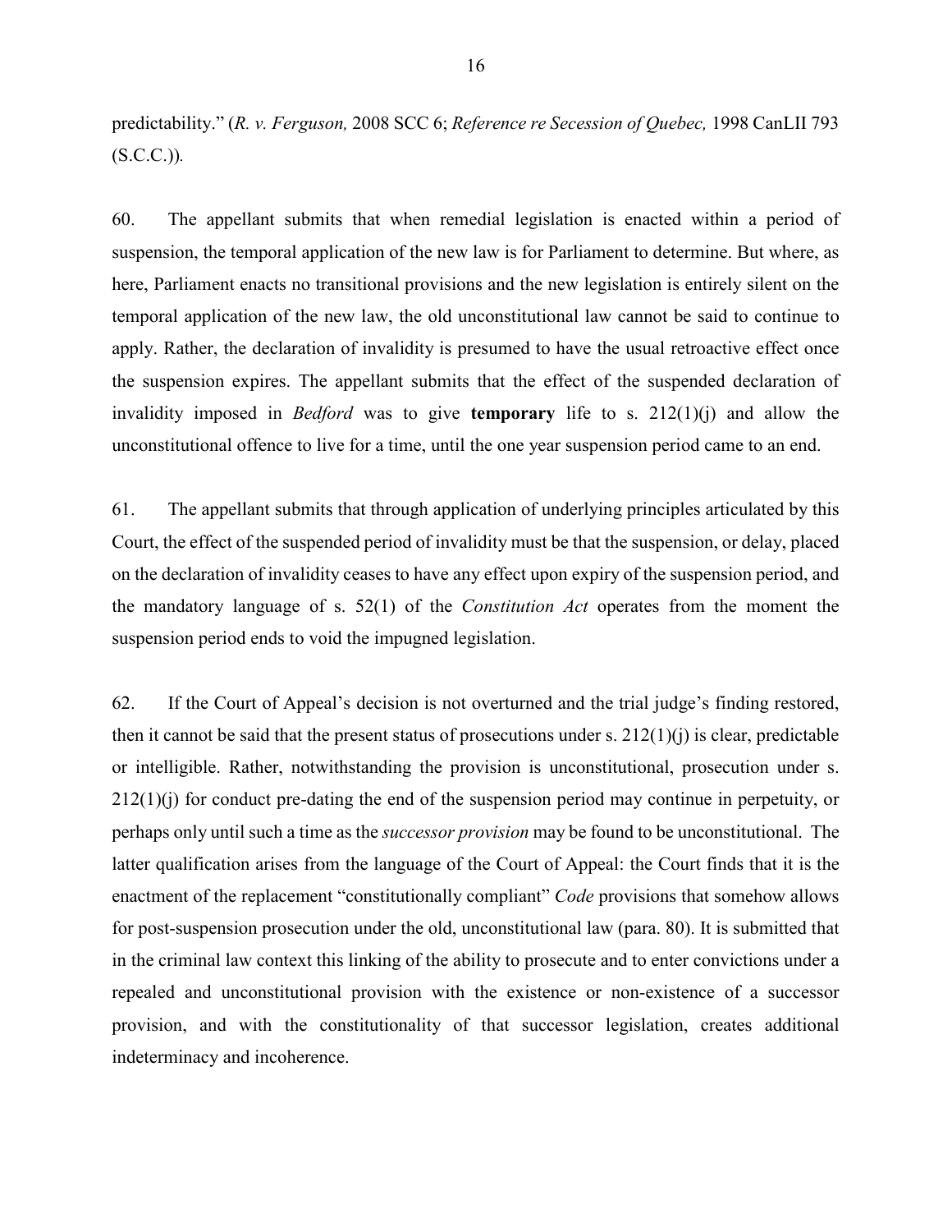predictability." (*R. v. Ferguson,* 2008 SCC 6; *Reference re Secession of Quebec,* 1998 CanLII 793 (S.C.C.)).

60. The appellant submits that when remedial legislation is enacted within a period of suspension, the temporal application of the new law is for Parliament to determine. But where, as here, Parliament enacts no transitional provisions and the new legislation is entirely silent on the temporal application of the new law, the old unconstitutional law cannot be said to continue to apply. Rather, the declaration of invalidity is presumed to have the usual retroactive effect once the suspension expires. The appellant submits that the effect of the suspended declaration of invalidity imposed in *Bedford* was to give **temporary** life to s. 212(1)(j) and allow the unconstitutional offence to live for a time, until the one year suspension period came to an end.

61. The appellant submits that through application of underlying principles articulated by this Court, the effect of the suspended period of invalidity must be that the suspension, or delay, placed on the declaration of invalidity ceases to have any effect upon expiry of the suspension period, and the mandatory language of s. 52(1) of the *Constitution Act* operates from the moment the suspension period ends to void the impugned legislation.

62. If the Court of Appeal's decision is not overturned and the trial judge's finding restored, then it cannot be said that the present status of prosecutions under s. 212(1)(j) is clear, predictable or intelligible. Rather, notwithstanding the provision is unconstitutional, prosecution under s. 212(1)(j) for conduct pre-dating the end of the suspension period may continue in perpetuity, or perhaps only until such a time as the *successor provision* may be found to be unconstitutional. The latter qualification arises from the language of the Court of Appeal: the Court finds that it is the enactment of the replacement "constitutionally compliant" *Code* provisions that somehow allows for post-suspension prosecution under the old, unconstitutional law (para. 80). It is submitted that in the criminal law context this linking of the ability to prosecute and to enter convictions under a repealed and unconstitutional provision with the existence or non-existence of a successor provision, and with the constitutionality of that successor legislation, creates additional indeterminacy and incoherence.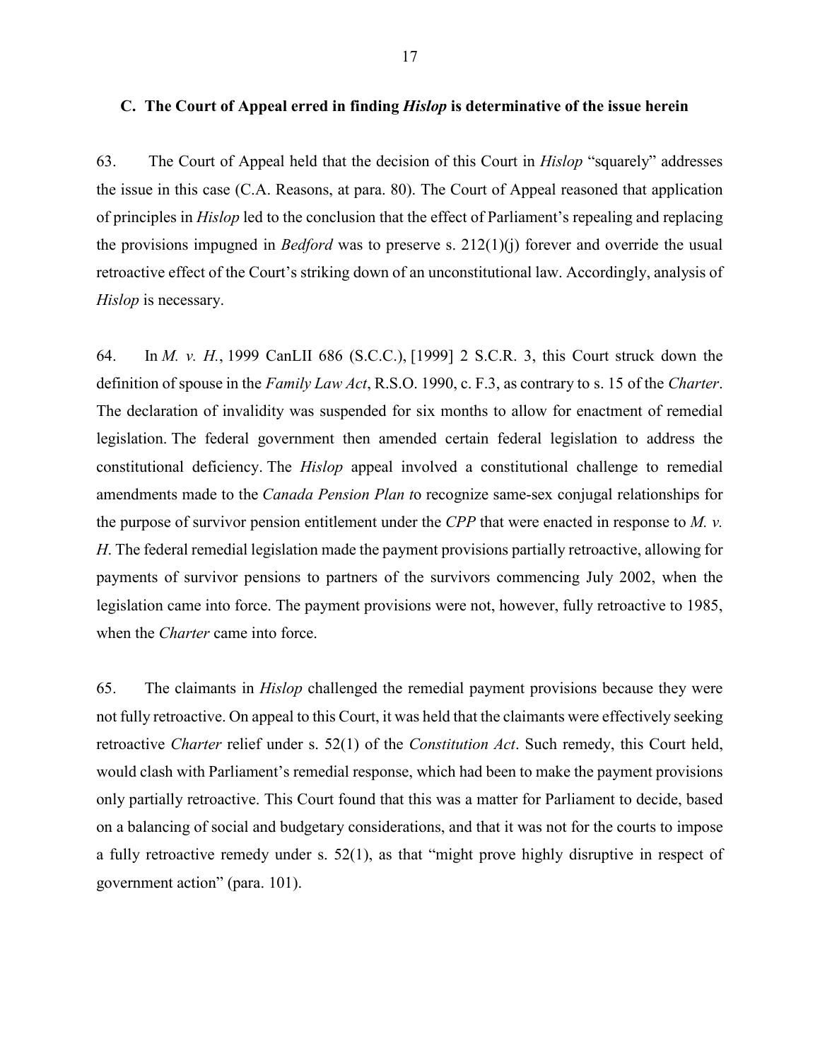### C. The Court of Appeal erred in finding *Hislop* is determinative of the issue herein

63. The Court of Appeal held that the decision of this Court in *Hislop* "squarely" addresses the issue in this case (C.A. Reasons, at para. 80). The Court of Appeal reasoned that application of principles in *Hislop* led to the conclusion that the effect of Parliament's repealing and replacing the provisions impugned in *Bedford* was to preserve s. 212(1)(j) forever and override the usual retroactive effect of the Court's striking down of an unconstitutional law. Accordingly, analysis of *Hislop* is necessary.

64. In *M. v. H.*, 1999 CanLII 686 (S.C.C.), [1999] 2 S.C.R. 3, this Court struck down the definition of spouse in the *Family Law Act*, R.S.O. 1990, c. F.3, as contrary to s. 15 of the *Charter*. The declaration of invalidity was suspended for six months to allow for enactment of remedial legislation. The federal government then amended certain federal legislation to address the constitutional deficiency. The *Hislop* appeal involved a constitutional challenge to remedial amendments made to the *Canada Pension Plan t*o recognize same-sex conjugal relationships for the purpose of survivor pension entitlement under the *CPP* that were enacted in response to *M. v. H*. The federal remedial legislation made the payment provisions partially retroactive, allowing for payments of survivor pensions to partners of the survivors commencing July 2002, when the legislation came into force. The payment provisions were not, however, fully retroactive to 1985, when the *Charter* came into force.

65. The claimants in *Hislop* challenged the remedial payment provisions because they were not fully retroactive. On appeal to this Court, it was held that the claimants were effectively seeking retroactive *Charter* relief under s. 52(1) of the *Constitution Act*. Such remedy, this Court held, would clash with Parliament's remedial response, which had been to make the payment provisions only partially retroactive. This Court found that this was a matter for Parliament to decide, based on a balancing of social and budgetary considerations, and that it was not for the courts to impose a fully retroactive remedy under s. 52(1), as that "might prove highly disruptive in respect of government action" (para. 101).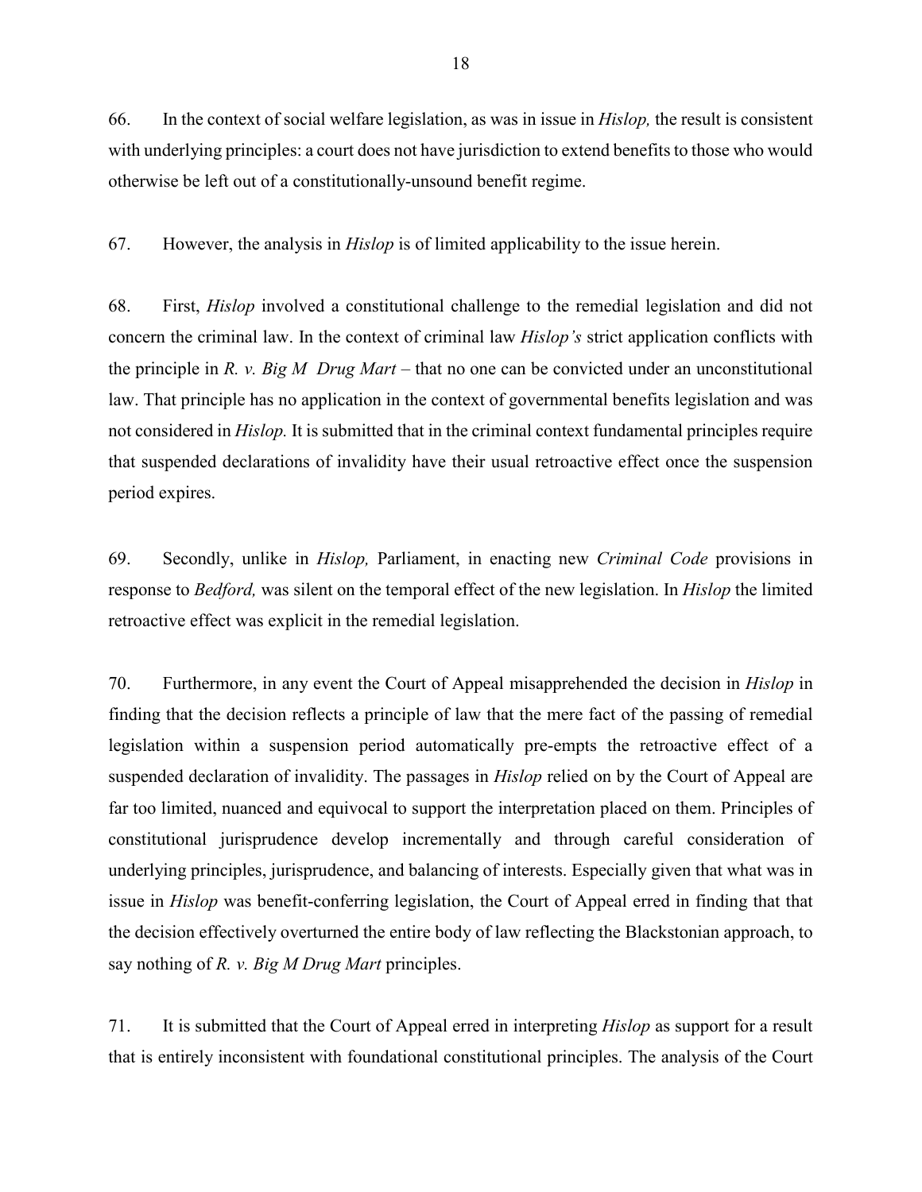66. In the context of social welfare legislation, as was in issue in *Hislop,* the result is consistent with underlying principles: a court does not have jurisdiction to extend benefits to those who would otherwise be left out of a constitutionally-unsound benefit regime.

67. However, the analysis in *Hislop* is of limited applicability to the issue herein.

68. First, *Hislop* involved a constitutional challenge to the remedial legislation and did not concern the criminal law. In the context of criminal law *Hislop's* strict application conflicts with the principle in *R. v. Big M Drug Mart* – that no one can be convicted under an unconstitutional law. That principle has no application in the context of governmental benefits legislation and was not considered in *Hislop.* It is submitted that in the criminal context fundamental principles require that suspended declarations of invalidity have their usual retroactive effect once the suspension period expires.

69. Secondly, unlike in *Hislop,* Parliament, in enacting new *Criminal Code* provisions in response to *Bedford,* was silent on the temporal effect of the new legislation. In *Hislop* the limited retroactive effect was explicit in the remedial legislation.

70. Furthermore, in any event the Court of Appeal misapprehended the decision in *Hislop* in finding that the decision reflects a principle of law that the mere fact of the passing of remedial legislation within a suspension period automatically pre-empts the retroactive effect of a suspended declaration of invalidity. The passages in *Hislop* relied on by the Court of Appeal are far too limited, nuanced and equivocal to support the interpretation placed on them. Principles of constitutional jurisprudence develop incrementally and through careful consideration of underlying principles, jurisprudence, and balancing of interests. Especially given that what was in issue in *Hislop* was benefit-conferring legislation, the Court of Appeal erred in finding that that the decision effectively overturned the entire body of law reflecting the Blackstonian approach, to say nothing of *R. v. Big M Drug Mart* principles.

71. It is submitted that the Court of Appeal erred in interpreting *Hislop* as support for a result that is entirely inconsistent with foundational constitutional principles. The analysis of the Court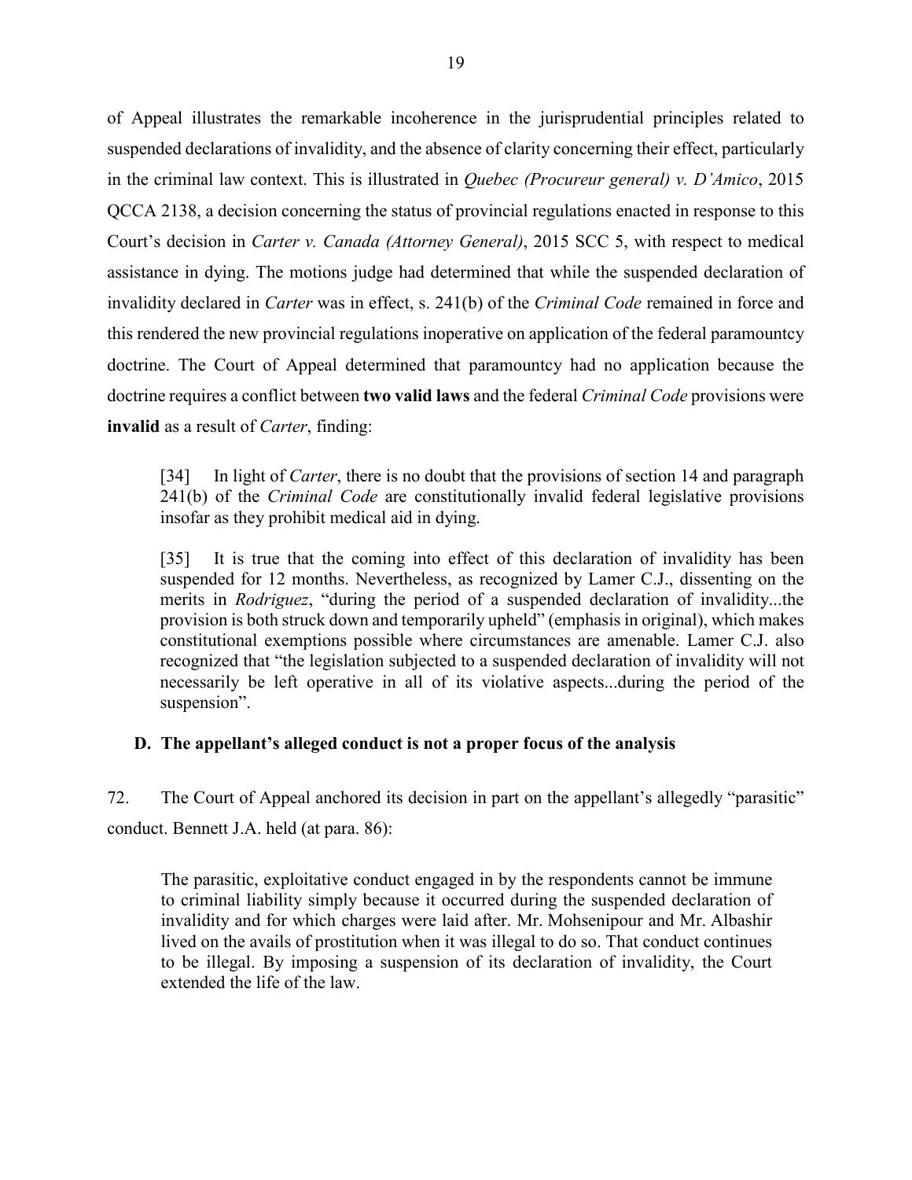of Appeal illustrates the remarkable incoherence in the jurisprudential principles related to suspended declarations of invalidity, and the absence of clarity concerning their effect, particularly in the criminal law context. This is illustrated in *Quebec (Procureur general) v. D'Amico*, 2015 QCCA 2138, a decision concerning the status of provincial regulations enacted in response to this Court's decision in *Carter v. Canada (Attorney General)*, 2015 SCC 5, with respect to medical assistance in dying. The motions judge had determined that while the suspended declaration of invalidity declared in *Carter* was in effect, s. 241(b) of the *Criminal Code* remained in force and this rendered the new provincial regulations inoperative on application of the federal paramountcy doctrine. The Court of Appeal determined that paramountcy had no application because the doctrine requires a conflict between **two valid laws** and the federal *Criminal Code* provisions were **invalid** as a result of *Carter*, finding:

> [34] In light of *Carter*, there is no doubt that the provisions of section 14 and paragraph 241(b) of the *Criminal Code* are constitutionally invalid federal legislative provisions insofar as they prohibit medical aid in dying.
>
> [35] It is true that the coming into effect of this declaration of invalidity has been suspended for 12 months. Nevertheless, as recognized by Lamer C.J., dissenting on the merits in *Rodriguez*, "during the period of a suspended declaration of invalidity...the provision is both struck down and temporarily upheld" (emphasis in original), which makes constitutional exemptions possible where circumstances are amenable. Lamer C.J. also recognized that "the legislation subjected to a suspended declaration of invalidity will not necessarily be left operative in all of its violative aspects...during the period of the suspension".

### D. The appellant's alleged conduct is not a proper focus of the analysis

72. The Court of Appeal anchored its decision in part on the appellant's allegedly "parasitic" conduct. Bennett J.A. held (at para. 86):

> The parasitic, exploitative conduct engaged in by the respondents cannot be immune to criminal liability simply because it occurred during the suspended declaration of invalidity and for which charges were laid after. Mr. Mohsenipour and Mr. Albashir lived on the avails of prostitution when it was illegal to do so. That conduct continues to be illegal. By imposing a suspension of its declaration of invalidity, the Court extended the life of the law.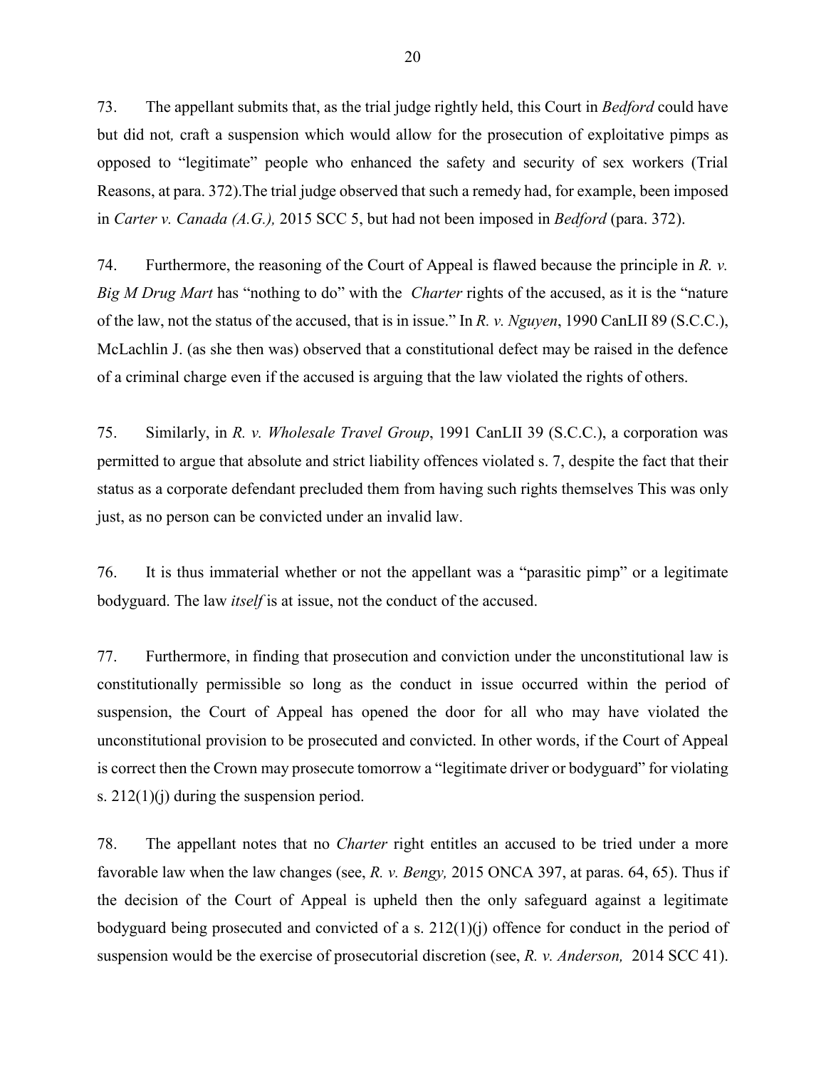73. The appellant submits that, as the trial judge rightly held, this Court in *Bedford* could have but did not*,* craft a suspension which would allow for the prosecution of exploitative pimps as opposed to "legitimate" people who enhanced the safety and security of sex workers (Trial Reasons, at para. 372).The trial judge observed that such a remedy had, for example, been imposed in *Carter v. Canada (A.G.),* 2015 SCC 5, but had not been imposed in *Bedford* (para. 372).

74. Furthermore, the reasoning of the Court of Appeal is flawed because the principle in *R. v. Big M Drug Mart* has "nothing to do" with the *Charter* rights of the accused, as it is the "nature of the law, not the status of the accused, that is in issue." In *R. v. Nguyen*, 1990 CanLII 89 (S.C.C.), McLachlin J. (as she then was) observed that a constitutional defect may be raised in the defence of a criminal charge even if the accused is arguing that the law violated the rights of others.

75. Similarly, in *R. v. Wholesale Travel Group*, 1991 CanLII 39 (S.C.C.), a corporation was permitted to argue that absolute and strict liability offences violated s. 7, despite the fact that their status as a corporate defendant precluded them from having such rights themselves This was only just, as no person can be convicted under an invalid law.

76. It is thus immaterial whether or not the appellant was a "parasitic pimp" or a legitimate bodyguard. The law *itself* is at issue, not the conduct of the accused.

77. Furthermore, in finding that prosecution and conviction under the unconstitutional law is constitutionally permissible so long as the conduct in issue occurred within the period of suspension, the Court of Appeal has opened the door for all who may have violated the unconstitutional provision to be prosecuted and convicted. In other words, if the Court of Appeal is correct then the Crown may prosecute tomorrow a "legitimate driver or bodyguard" for violating s. 212(1)(j) during the suspension period.

78. The appellant notes that no *Charter* right entitles an accused to be tried under a more favorable law when the law changes (see, *R. v. Bengy,* 2015 ONCA 397, at paras. 64, 65). Thus if the decision of the Court of Appeal is upheld then the only safeguard against a legitimate bodyguard being prosecuted and convicted of a s. 212(1)(j) offence for conduct in the period of suspension would be the exercise of prosecutorial discretion (see, *R. v. Anderson,* 2014 SCC 41).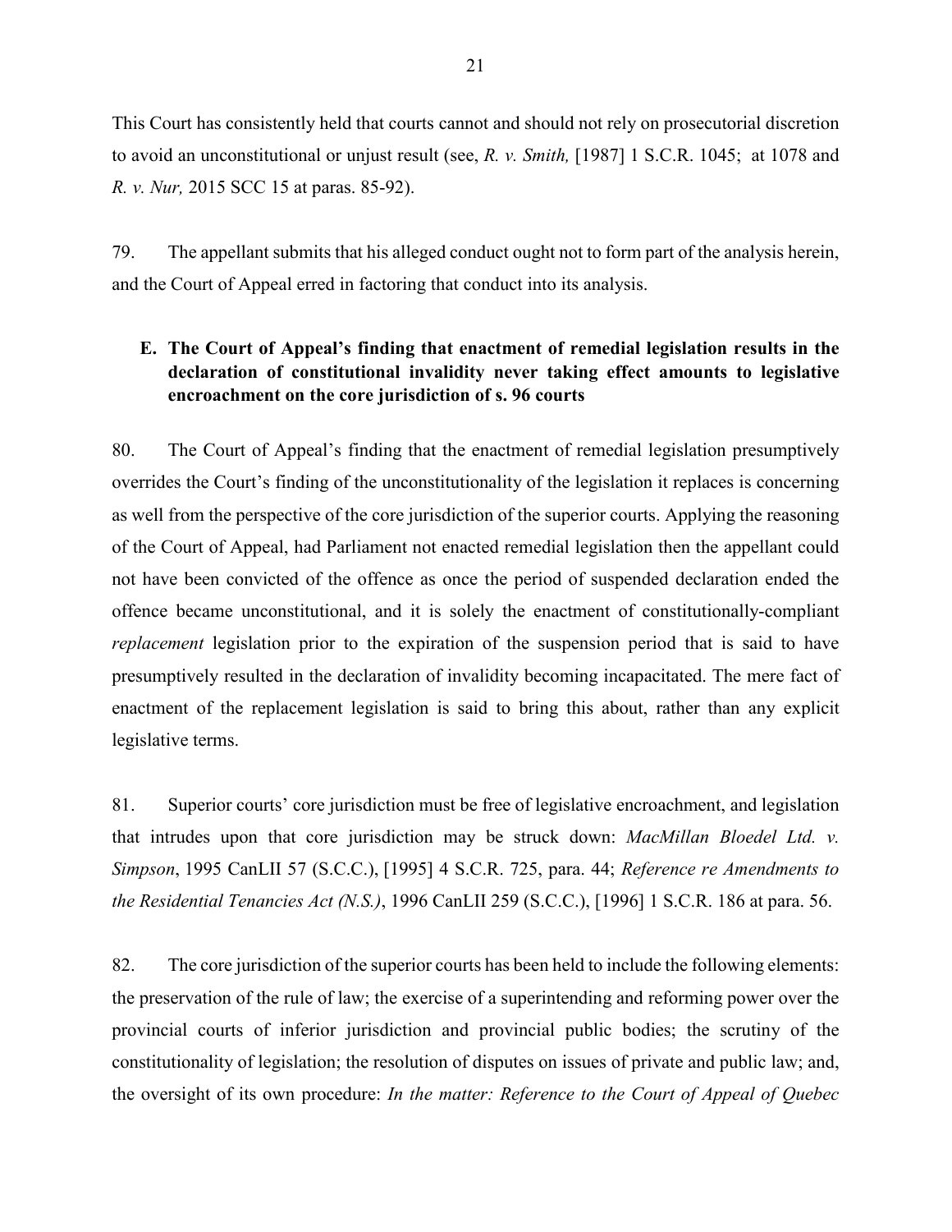This Court has consistently held that courts cannot and should not rely on prosecutorial discretion to avoid an unconstitutional or unjust result (see, *R. v. Smith,* [1987] 1 S.C.R. 1045; at 1078 and *R. v. Nur,* 2015 SCC 15 at paras. 85-92).

79. The appellant submits that his alleged conduct ought not to form part of the analysis herein, and the Court of Appeal erred in factoring that conduct into its analysis.

### E. The Court of Appeal's finding that enactment of remedial legislation results in the declaration of constitutional invalidity never taking effect amounts to legislative encroachment on the core jurisdiction of s. 96 courts

80. The Court of Appeal's finding that the enactment of remedial legislation presumptively overrides the Court's finding of the unconstitutionality of the legislation it replaces is concerning as well from the perspective of the core jurisdiction of the superior courts. Applying the reasoning of the Court of Appeal, had Parliament not enacted remedial legislation then the appellant could not have been convicted of the offence as once the period of suspended declaration ended the offence became unconstitutional, and it is solely the enactment of constitutionally-compliant *replacement* legislation prior to the expiration of the suspension period that is said to have presumptively resulted in the declaration of invalidity becoming incapacitated. The mere fact of enactment of the replacement legislation is said to bring this about, rather than any explicit legislative terms.

81. Superior courts' core jurisdiction must be free of legislative encroachment, and legislation that intrudes upon that core jurisdiction may be struck down: *MacMillan Bloedel Ltd. v. Simpson*, 1995 CanLII 57 (S.C.C.), [1995] 4 S.C.R. 725, para. 44; *Reference re Amendments to the Residential Tenancies Act (N.S.)*, 1996 CanLII 259 (S.C.C.), [1996] 1 S.C.R. 186 at para. 56.

82. The core jurisdiction of the superior courts has been held to include the following elements: the preservation of the rule of law; the exercise of a superintending and reforming power over the provincial courts of inferior jurisdiction and provincial public bodies; the scrutiny of the constitutionality of legislation; the resolution of disputes on issues of private and public law; and, the oversight of its own procedure: *In the matter: Reference to the Court of Appeal of Quebec*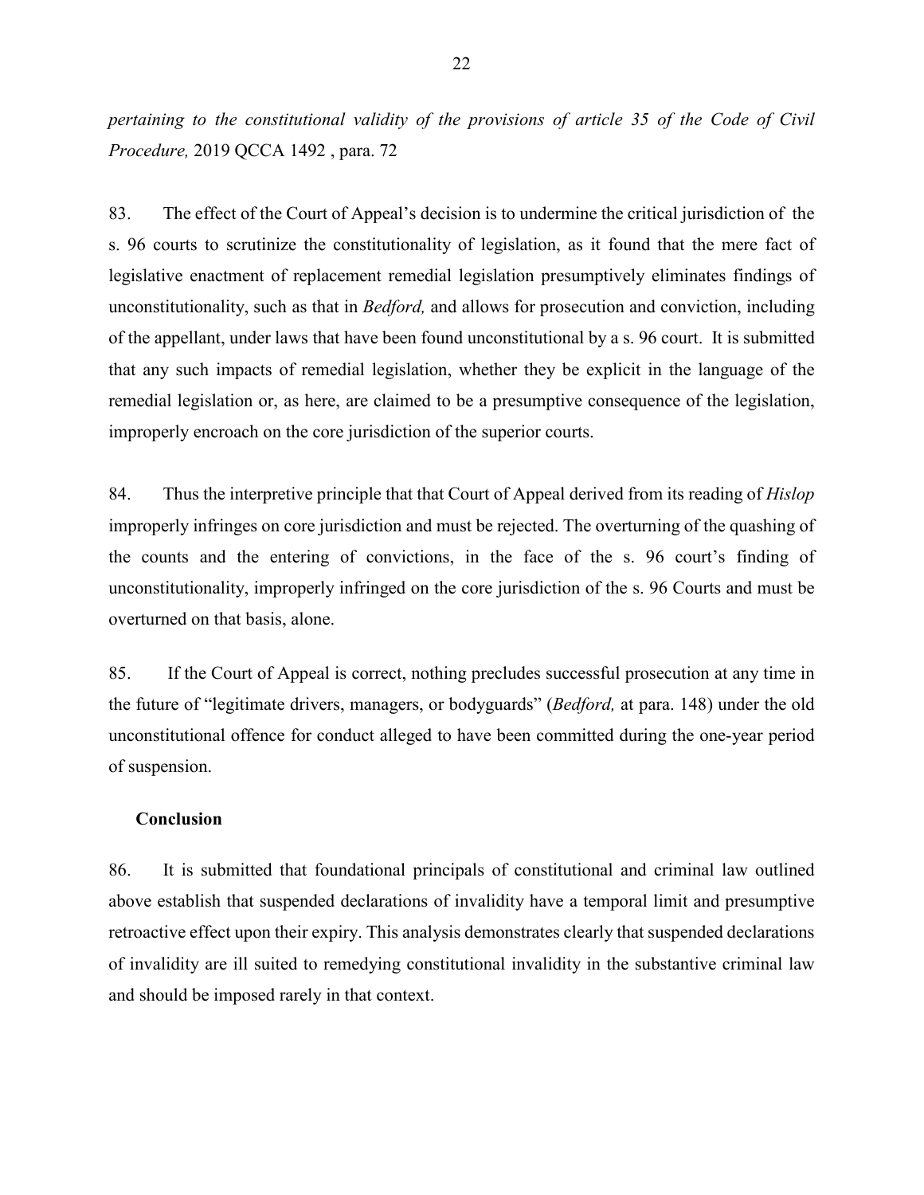*pertaining to the constitutional validity of the provisions of article 35 of the Code of Civil Procedure,* 2019 QCCA 1492 , para. 72

83. The effect of the Court of Appeal's decision is to undermine the critical jurisdiction of the s. 96 courts to scrutinize the constitutionality of legislation, as it found that the mere fact of legislative enactment of replacement remedial legislation presumptively eliminates findings of unconstitutionality, such as that in *Bedford,* and allows for prosecution and conviction, including of the appellant, under laws that have been found unconstitutional by a s. 96 court. It is submitted that any such impacts of remedial legislation, whether they be explicit in the language of the remedial legislation or, as here, are claimed to be a presumptive consequence of the legislation, improperly encroach on the core jurisdiction of the superior courts.

84. Thus the interpretive principle that that Court of Appeal derived from its reading of *Hislop* improperly infringes on core jurisdiction and must be rejected. The overturning of the quashing of the counts and the entering of convictions, in the face of the s. 96 court's finding of unconstitutionality, improperly infringed on the core jurisdiction of the s. 96 Courts and must be overturned on that basis, alone.

85. If the Court of Appeal is correct, nothing precludes successful prosecution at any time in the future of "legitimate drivers, managers, or bodyguards" (*Bedford,* at para. 148) under the old unconstitutional offence for conduct alleged to have been committed during the one-year period of suspension.

**Conclusion**

86. It is submitted that foundational principals of constitutional and criminal law outlined above establish that suspended declarations of invalidity have a temporal limit and presumptive retroactive effect upon their expiry. This analysis demonstrates clearly that suspended declarations of invalidity are ill suited to remedying constitutional invalidity in the substantive criminal law and should be imposed rarely in that context.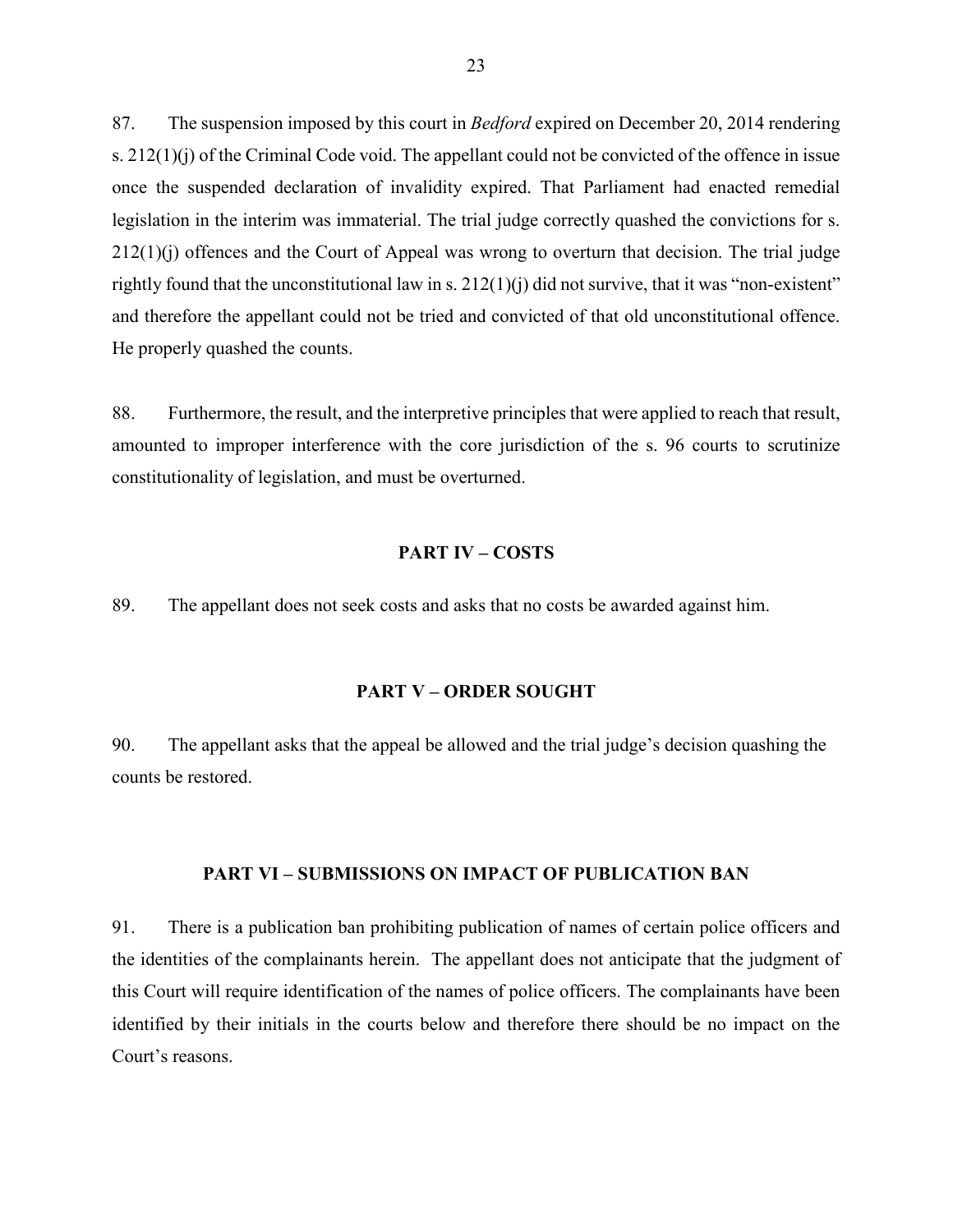87. The suspension imposed by this court in *Bedford* expired on December 20, 2014 rendering s. 212(1)(j) of the Criminal Code void. The appellant could not be convicted of the offence in issue once the suspended declaration of invalidity expired. That Parliament had enacted remedial legislation in the interim was immaterial. The trial judge correctly quashed the convictions for s. 212(1)(j) offences and the Court of Appeal was wrong to overturn that decision. The trial judge rightly found that the unconstitutional law in s. 212(1)(j) did not survive, that it was "non-existent" and therefore the appellant could not be tried and convicted of that old unconstitutional offence. He properly quashed the counts.

88. Furthermore, the result, and the interpretive principles that were applied to reach that result, amounted to improper interference with the core jurisdiction of the s. 96 courts to scrutinize constitutionality of legislation, and must be overturned.

## PART IV – COSTS

89. The appellant does not seek costs and asks that no costs be awarded against him.

## PART V – ORDER SOUGHT

90. The appellant asks that the appeal be allowed and the trial judge's decision quashing the counts be restored.

## PART VI – SUBMISSIONS ON IMPACT OF PUBLICATION BAN

91. There is a publication ban prohibiting publication of names of certain police officers and the identities of the complainants herein. The appellant does not anticipate that the judgment of this Court will require identification of the names of police officers. The complainants have been identified by their initials in the courts below and therefore there should be no impact on the Court's reasons.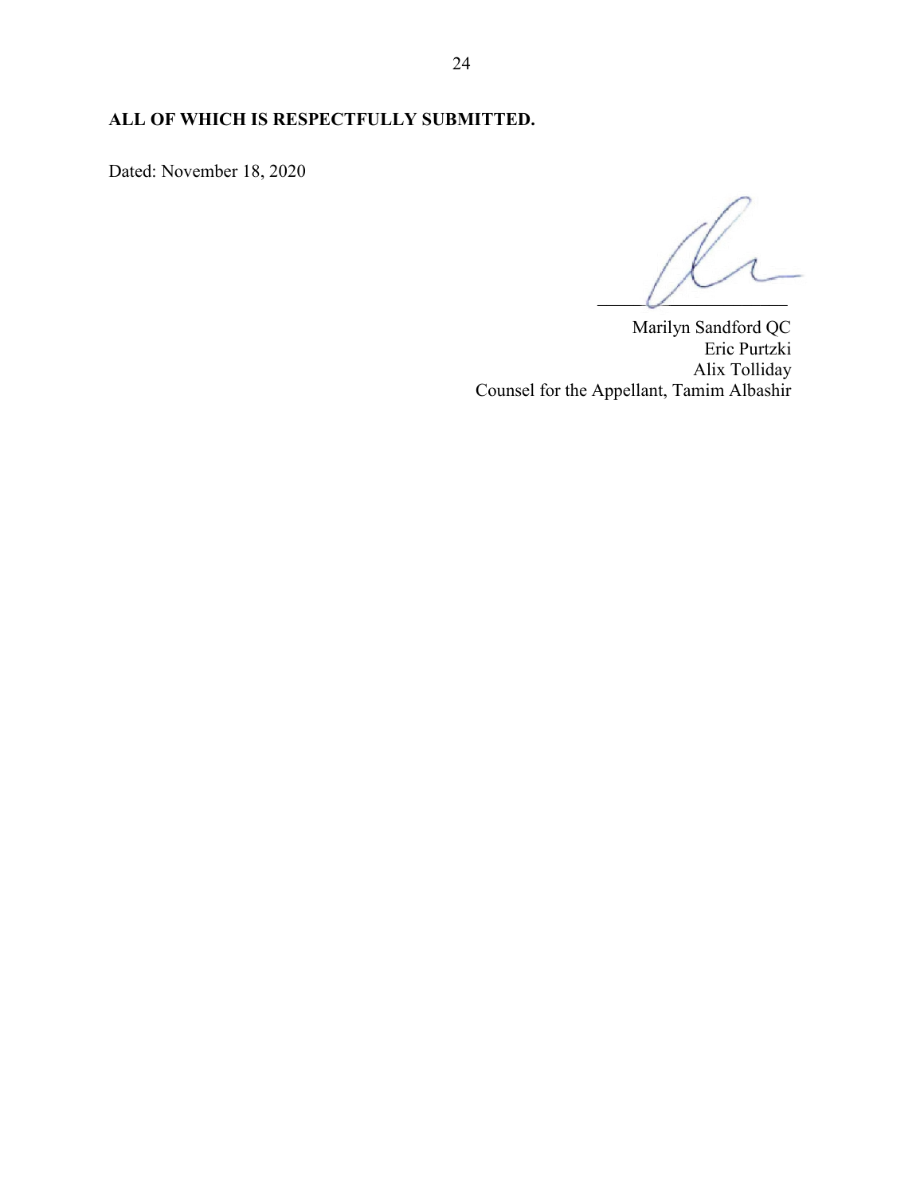**ALL OF WHICH IS RESPECTFULLY SUBMITTED.**

Dated: November 18, 2020

Marilyn Sandford QC
Eric Purtzki
Alix Tolliday
Counsel for the Appellant, Tamim Albashir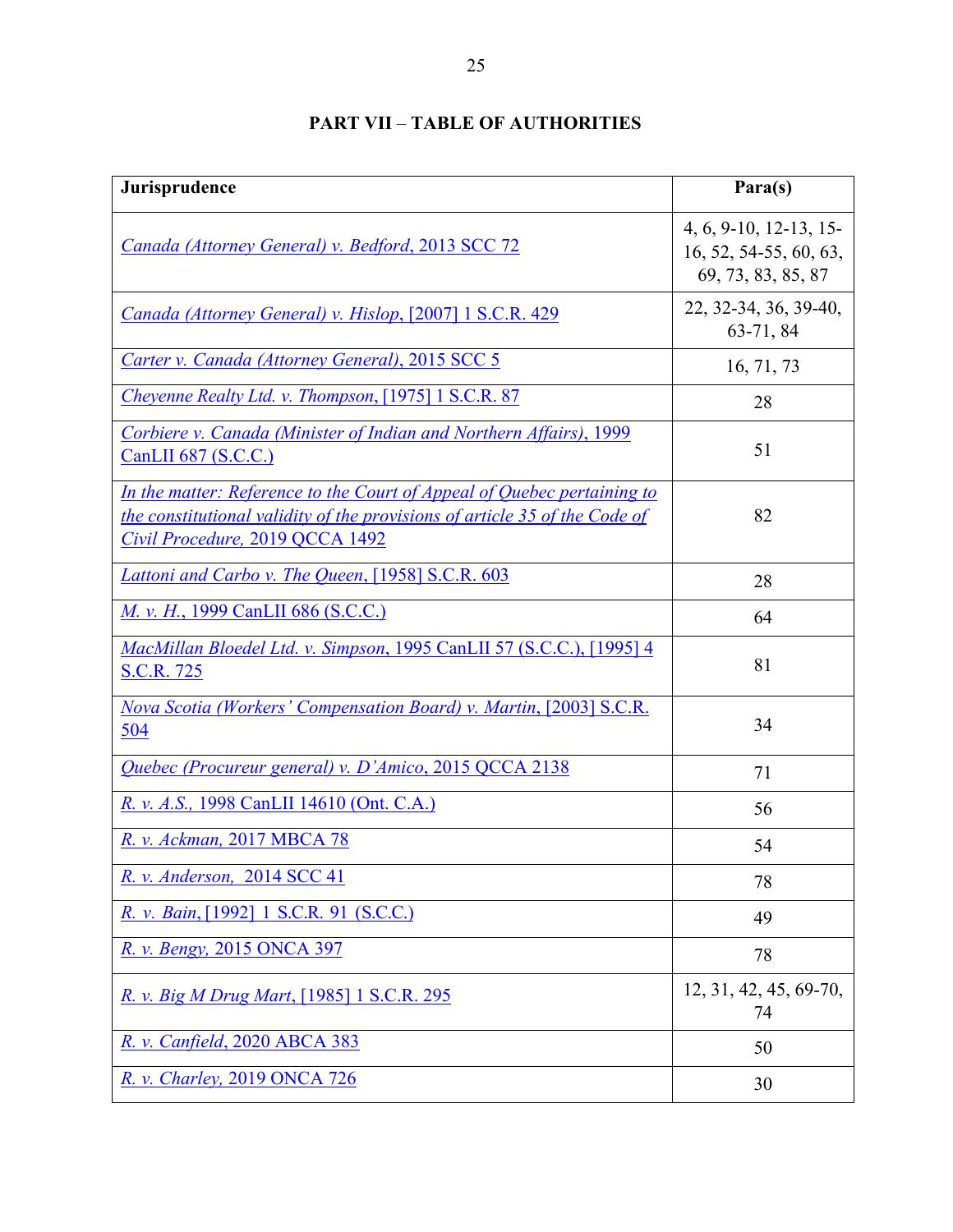# PART VII – TABLE OF AUTHORITIES

| Jurisprudence | Para(s) |
|---|---|
| *Canada (Attorney General) v. Bedford*, 2013 SCC 72 | 4, 6, 9-10, 12-13, 15-16, 52, 54-55, 60, 63, 69, 73, 83, 85, 87 |
| *Canada (Attorney General) v. Hislop*, [2007] 1 S.C.R. 429 | 22, 32-34, 36, 39-40, 63-71, 84 |
| *Carter v. Canada (Attorney General)*, 2015 SCC 5 | 16, 71, 73 |
| *Cheyenne Realty Ltd. v. Thompson*, [1975] 1 S.C.R. 87 | 28 |
| *Corbiere v. Canada (Minister of Indian and Northern Affairs)*, 1999 CanLII 687 (S.C.C.) | 51 |
| *In the matter: Reference to the Court of Appeal of Quebec pertaining to the constitutional validity of the provisions of article 35 of the Code of Civil Procedure*, 2019 QCCA 1492 | 82 |
| *Lattoni and Carbo v. The Queen*, [1958] S.C.R. 603 | 28 |
| *M. v. H.*, 1999 CanLII 686 (S.C.C.) | 64 |
| *MacMillan Bloedel Ltd. v. Simpson*, 1995 CanLII 57 (S.C.C.), [1995] 4 S.C.R. 725 | 81 |
| *Nova Scotia (Workers' Compensation Board) v. Martin*, [2003] S.C.R. 504 | 34 |
| *Quebec (Procureur general) v. D'Amico*, 2015 QCCA 2138 | 71 |
| *R. v. A.S.*, 1998 CanLII 14610 (Ont. C.A.) | 56 |
| *R. v. Ackman*, 2017 MBCA 78 | 54 |
| *R. v. Anderson*, 2014 SCC 41 | 78 |
| *R. v. Bain*, [1992] 1 S.C.R. 91 (S.C.C.) | 49 |
| *R. v. Bengy*, 2015 ONCA 397 | 78 |
| *R. v. Big M Drug Mart*, [1985] 1 S.C.R. 295 | 12, 31, 42, 45, 69-70, 74 |
| *R. v. Canfield*, 2020 ABCA 383 | 50 |
| *R. v. Charley*, 2019 ONCA 726 | 30 |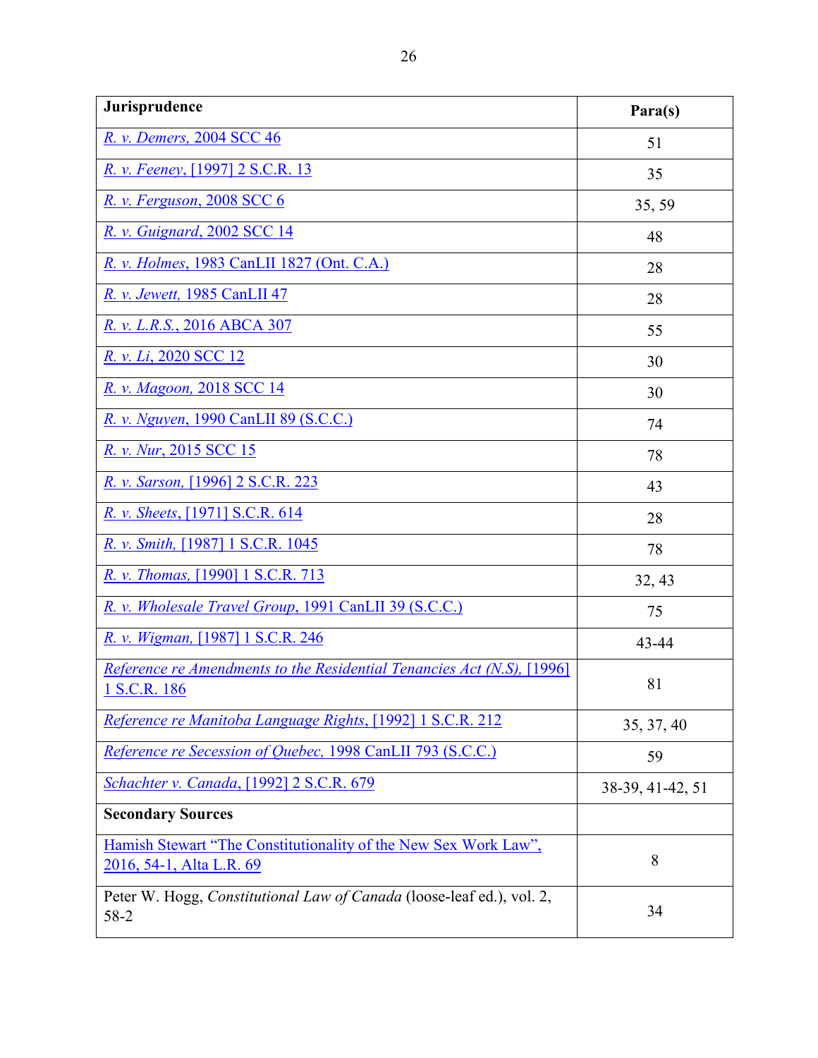| Jurisprudence | Para(s) |
|---|---|
| *R. v. Demers,* 2004 SCC 46 | 51 |
| *R. v. Feeney*, [1997] 2 S.C.R. 13 | 35 |
| *R. v. Ferguson*, 2008 SCC 6 | 35, 59 |
| *R. v. Guignard*, 2002 SCC 14 | 48 |
| *R. v. Holmes*, 1983 CanLII 1827 (Ont. C.A.) | 28 |
| *R. v. Jewett,* 1985 CanLII 47 | 28 |
| *R. v. L.R.S.*, 2016 ABCA 307 | 55 |
| *R. v. Li*, 2020 SCC 12 | 30 |
| *R. v. Magoon,* 2018 SCC 14 | 30 |
| *R. v. Nguyen*, 1990 CanLII 89 (S.C.C.) | 74 |
| *R. v. Nur*, 2015 SCC 15 | 78 |
| *R. v. Sarson,* [1996] 2 S.C.R. 223 | 43 |
| *R. v. Sheets*, [1971] S.C.R. 614 | 28 |
| *R. v. Smith,* [1987] 1 S.C.R. 1045 | 78 |
| *R. v. Thomas,* [1990] 1 S.C.R. 713 | 32, 43 |
| *R. v. Wholesale Travel Group*, 1991 CanLII 39 (S.C.C.) | 75 |
| *R. v. Wigman,* [1987] 1 S.C.R. 246 | 43-44 |
| *Reference re Amendments to the Residential Tenancies Act (N.S),* [1996] 1 S.C.R. 186 | 81 |
| *Reference re Manitoba Language Rights*, [1992] 1 S.C.R. 212 | 35, 37, 40 |
| *Reference re Secession of Quebec,* 1998 CanLII 793 (S.C.C.) | 59 |
| *Schachter v. Canada*, [1992] 2 S.C.R. 679 | 38-39, 41-42, 51 |
| **Secondary Sources** | |
| Hamish Stewart "The Constitutionality of the New Sex Work Law", 2016, 54-1, Alta L.R. 69 | 8 |
| Peter W. Hogg, *Constitutional Law of Canada* (loose-leaf ed.), vol. 2, 58-2 | 34 |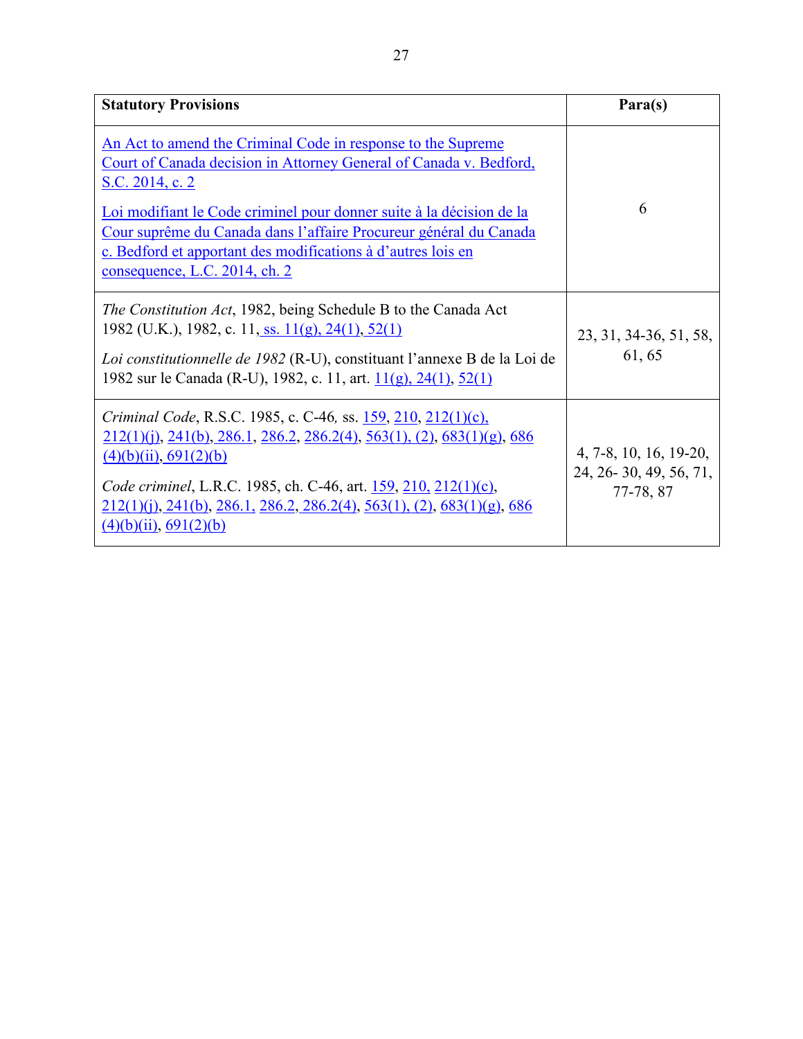| **Statistical Provisions** | **Para(s)** |
|---|---|
| An Act to amend the Criminal Code in response to the Supreme Court of Canada decision in Attorney General of Canada v. Bedford, S.C. 2014, c. 2<br><br>Loi modifiant le Code criminel pour donner suite à la décision de la Cour suprême du Canada dans l'affaire Procureur général du Canada c. Bedford et apportant des modifications à d'autres lois en consequence, L.C. 2014, ch. 2 | 6 |
| *The Constitution Act*, 1982, being Schedule B to the Canada Act 1982 (U.K.), 1982, c. 11, ss. 11(g), 24(1), 52(1)<br><br>*Loi constitutionnelle de 1982* (R-U), constituant l'annexe B de la Loi de 1982 sur le Canada (R-U), 1982, c. 11, art. 11(g), 24(1), 52(1) | 23, 31, 34-36, 51, 58, 61, 65 |
| *Criminal Code*, R.S.C. 1985, c. C-46, ss. 159, 210, 212(1)(c), 212(1)(j), 241(b), 286.1, 286.2, 286.2(4), 563(1), (2), 683(1)(g), 686 (4)(b)(ii), 691(2)(b)<br><br>*Code criminel*, L.R.C. 1985, ch. C-46, art. 159, 210, 212(1)(c), 212(1)(j), 241(b), 286.1, 286.2, 286.2(4), 563(1), (2), 683(1)(g), 686 (4)(b)(ii), 691(2)(b) | 4, 7-8, 10, 16, 19-20, 24, 26- 30, 49, 56, 71, 77-78, 87 |